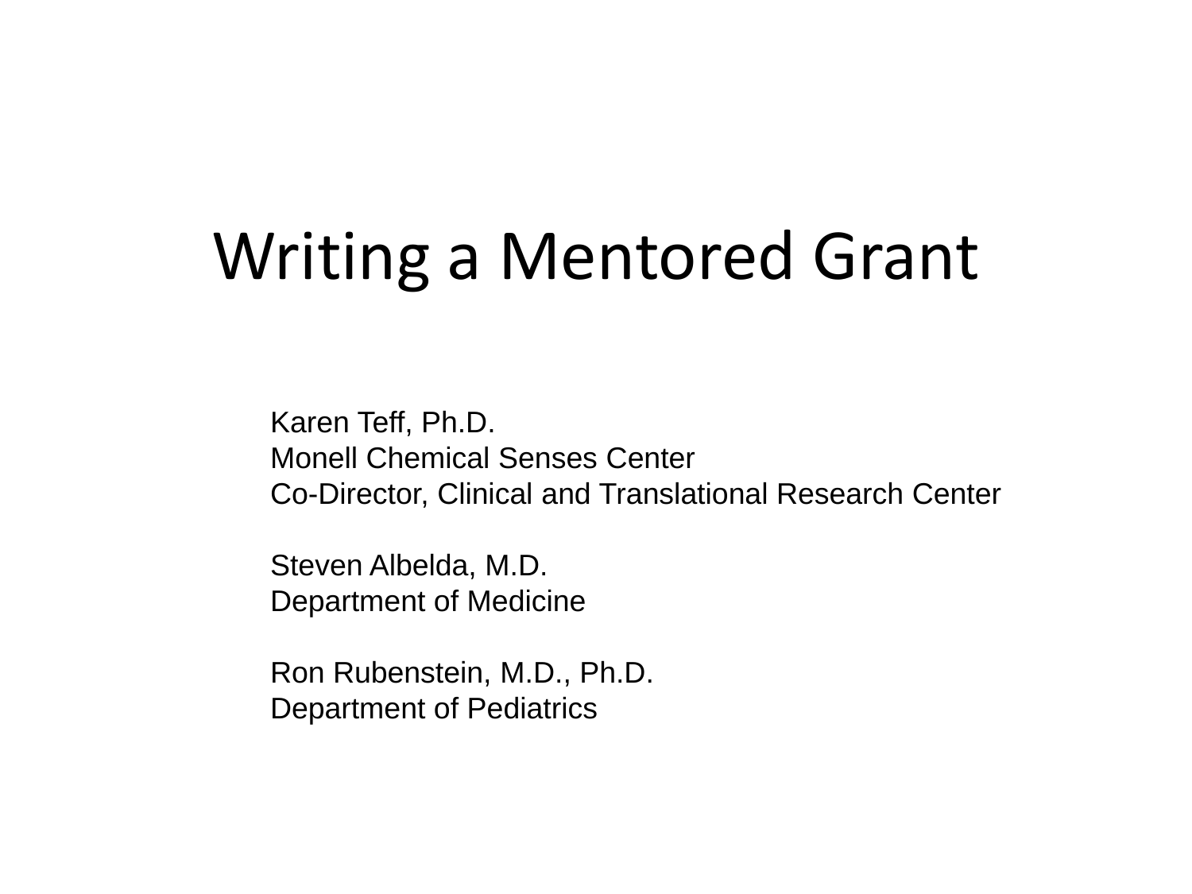# Writing a Mentored Grant

Karen Teff, Ph.D.
Monell Chemical Senses Center
Co-Director, Clinical and Translational Research Center

Steven Albelda, M.D.
Department of Medicine

Ron Rubenstein, M.D., Ph.D.
Department of Pediatrics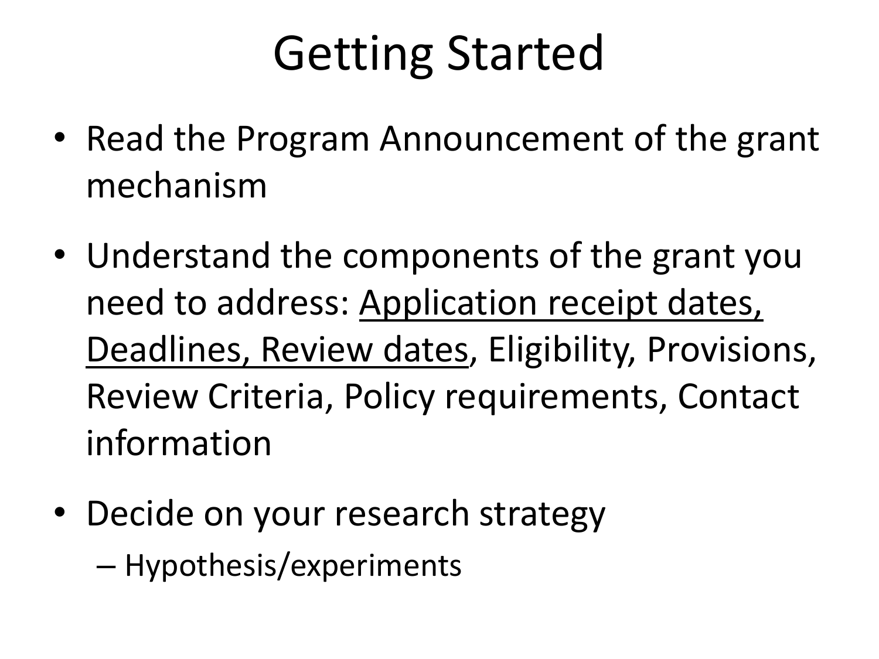# Getting Started

- Read the Program Announcement of the grant mechanism
- Understand the components of the grant you need to address: <u>Application receipt dates, Deadlines, Review dates</u>, Eligibility, Provisions, Review Criteria, Policy requirements, Contact information
- Decide on your research strategy
  - Hypothesis/experiments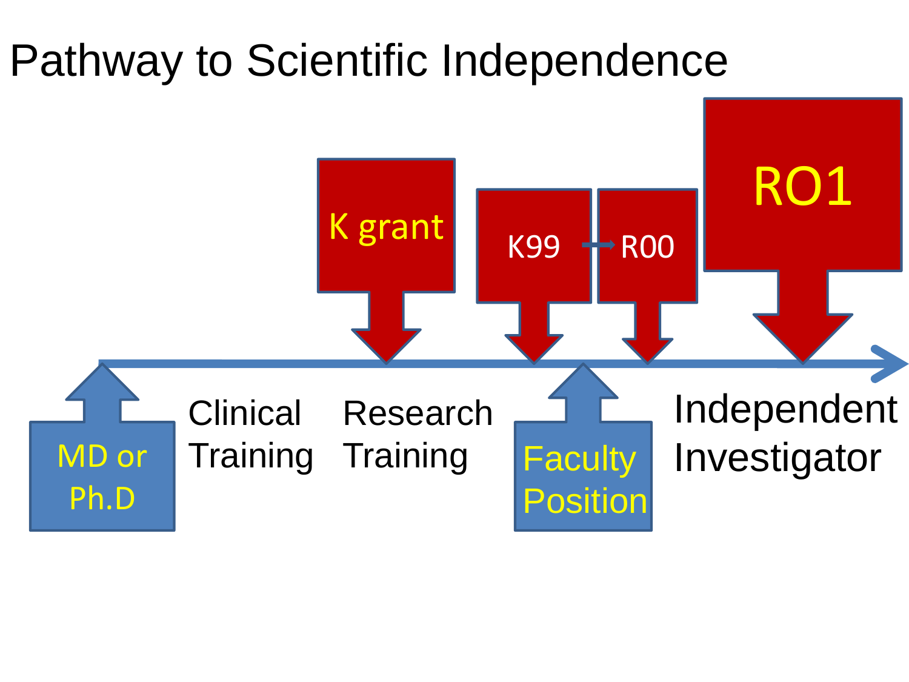# Pathway to Scientific Independence

K grant

K99 → R00

RO1

MD or Ph.D

Clinical Training

Research Training

Faculty Position

Independent Investigator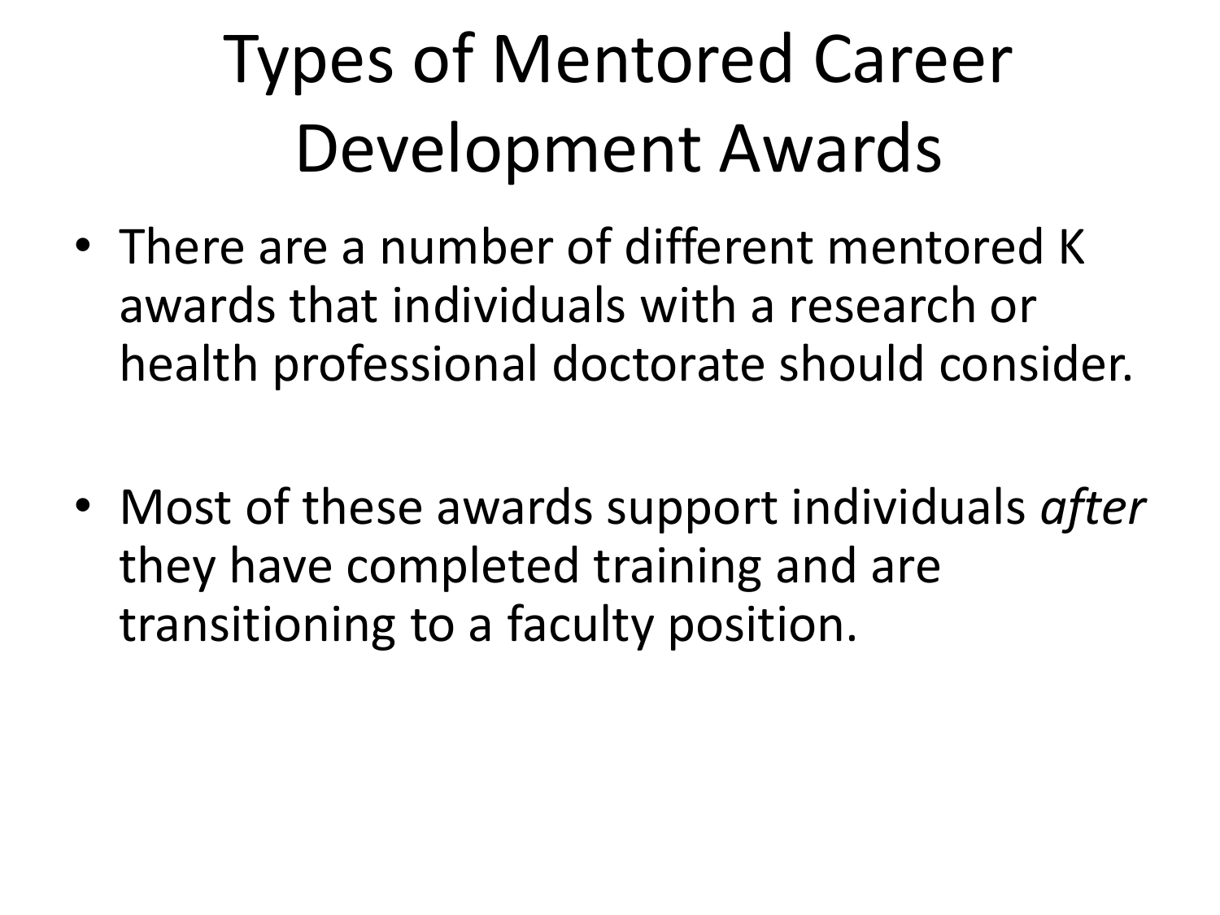# Types of Mentored Career Development Awards

- There are a number of different mentored K awards that individuals with a research or health professional doctorate should consider.
- Most of these awards support individuals *after* they have completed training and are transitioning to a faculty position.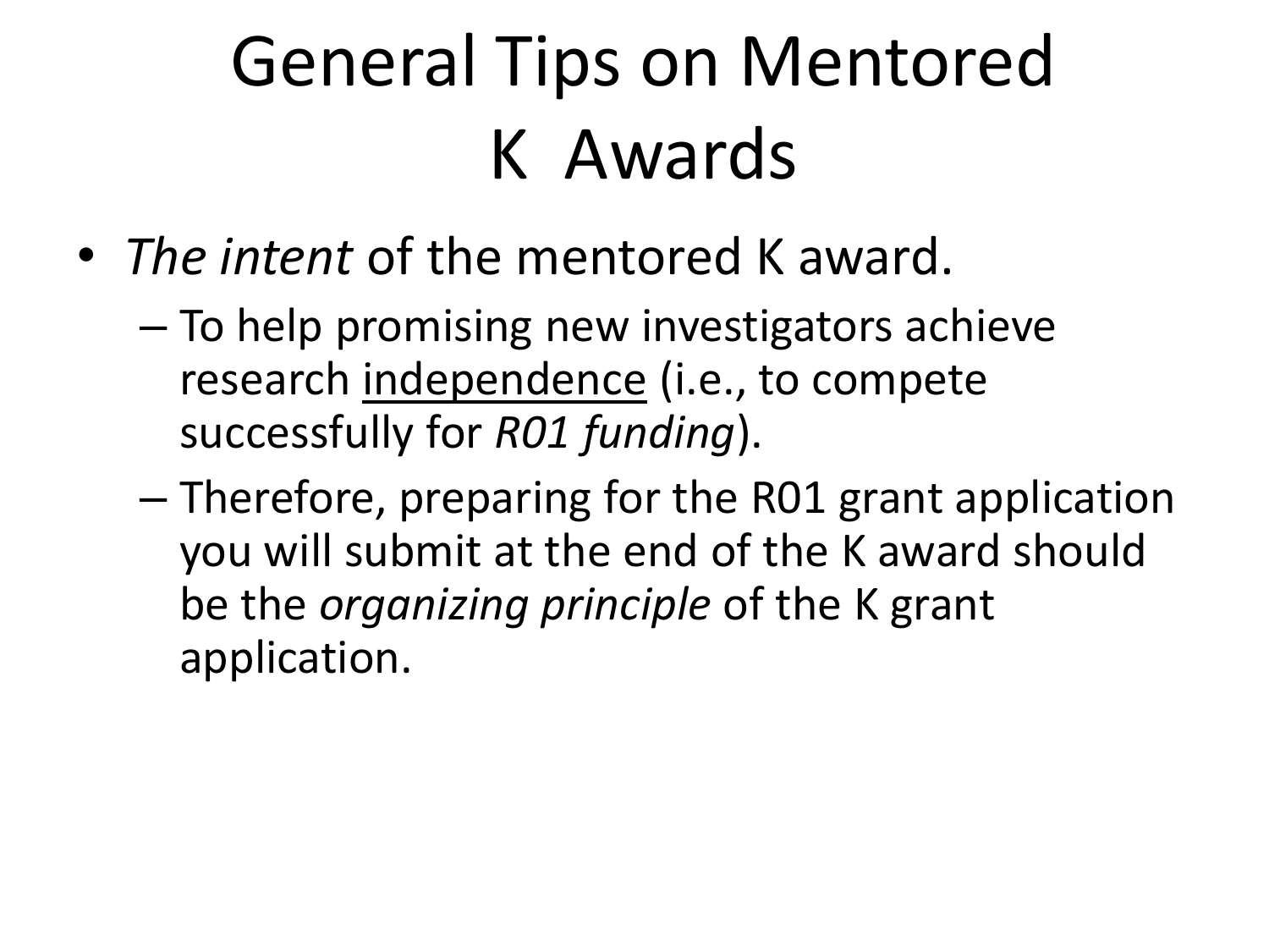# General Tips on Mentored K Awards

- *The intent* of the mentored K award.
  - To help promising new investigators achieve research <u>independence</u> (i.e., to compete successfully for *R01 funding*).
  - Therefore, preparing for the R01 grant application you will submit at the end of the K award should be the *organizing principle* of the K grant application.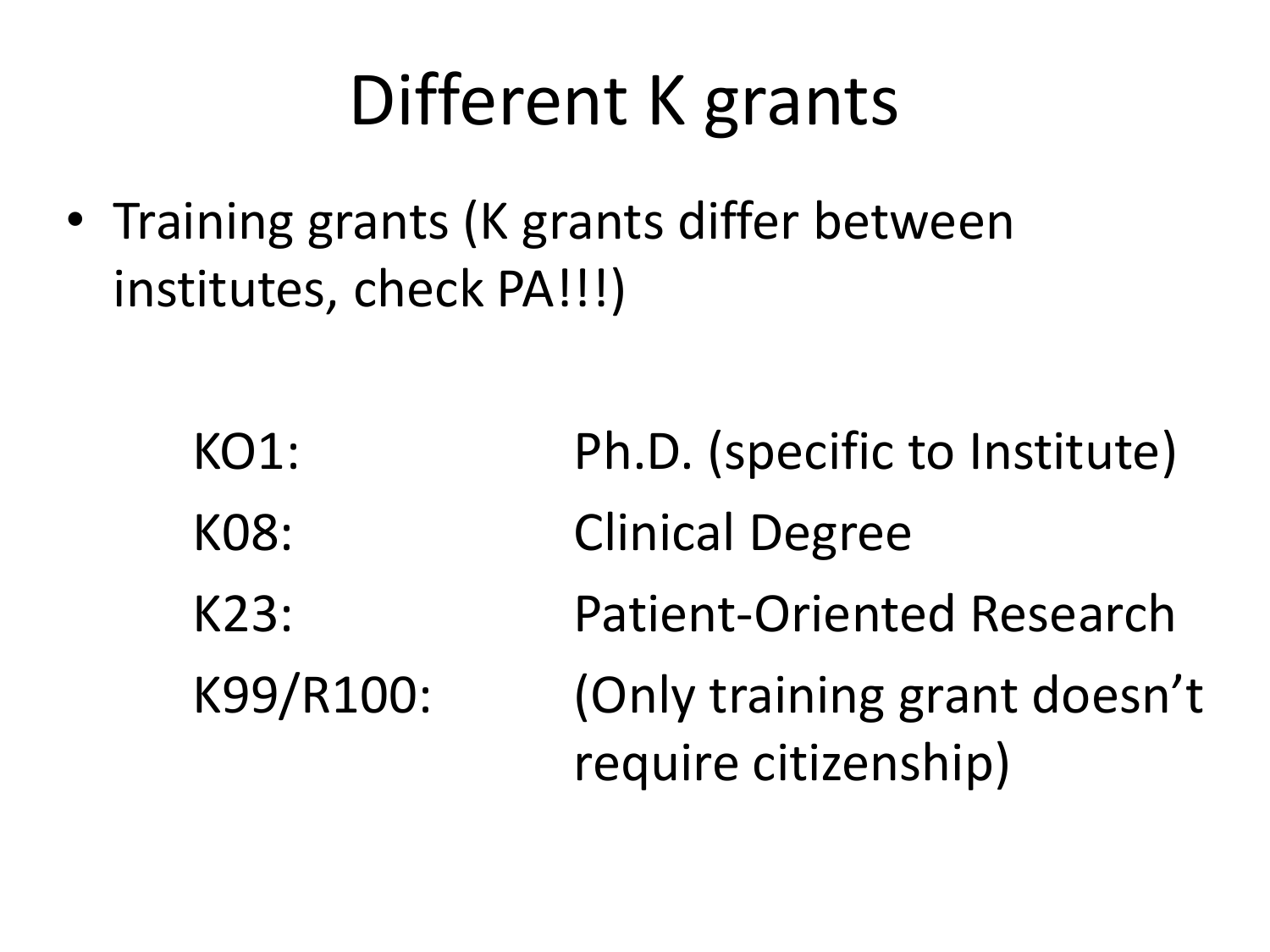# Different K grants

- Training grants (K grants differ between institutes, check PA!!!)

| | |
|---|---|
| KO1: | Ph.D. (specific to Institute) |
| K08: | Clinical Degree |
| K23: | Patient-Oriented Research |
| K99/R100: | (Only training grant doesn't require citizenship) |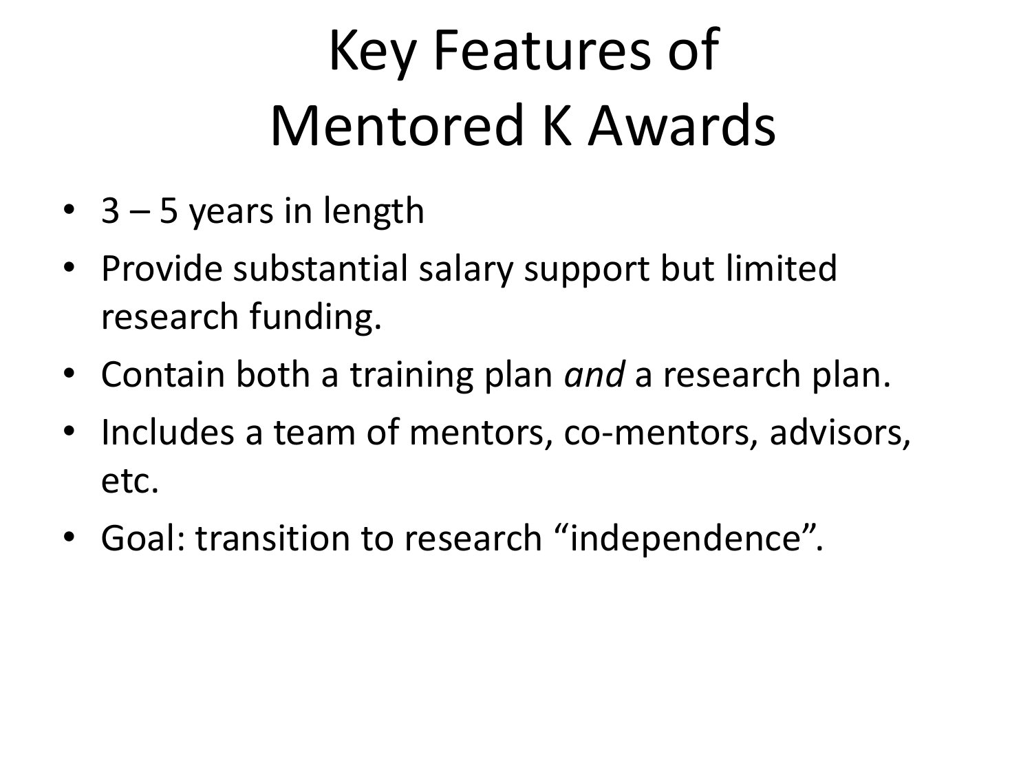# Key Features of Mentored K Awards

- 3 – 5 years in length
- Provide substantial salary support but limited research funding.
- Contain both a training plan *and* a research plan.
- Includes a team of mentors, co-mentors, advisors, etc.
- Goal: transition to research "independence".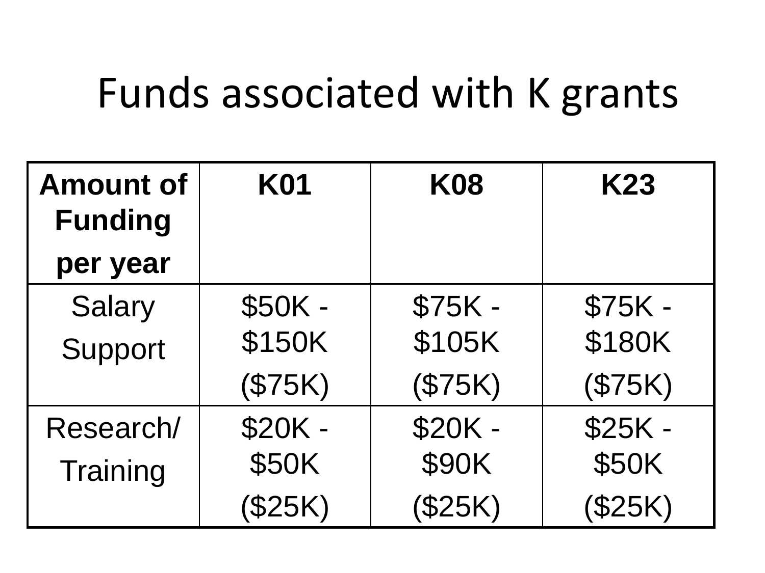# Funds associated with K grants

| Amount of Funding per year | K01 | K08 | K23 |
|---|---|---|---|
| Salary Support | $50K - $150K ($75K) | $75K - $105K ($75K) | $75K - $180K ($75K) |
| Research/ Training | $20K - $50K ($25K) | $20K - $90K ($25K) | $25K - $50K ($25K) |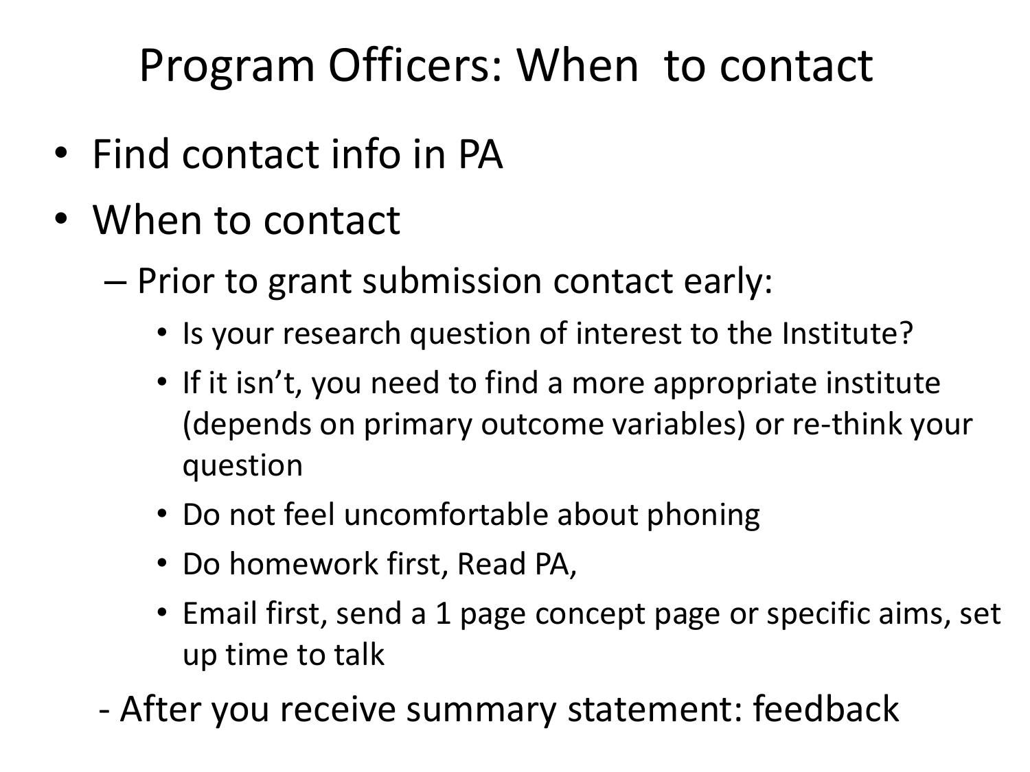# Program Officers: When to contact

- Find contact info in PA
- When to contact
  - Prior to grant submission contact early:
    - Is your research question of interest to the Institute?
    - If it isn't, you need to find a more appropriate institute (depends on primary outcome variables) or re-think your question
    - Do not feel uncomfortable about phoning
    - Do homework first, Read PA,
    - Email first, send a 1 page concept page or specific aims, set up time to talk

- After you receive summary statement: feedback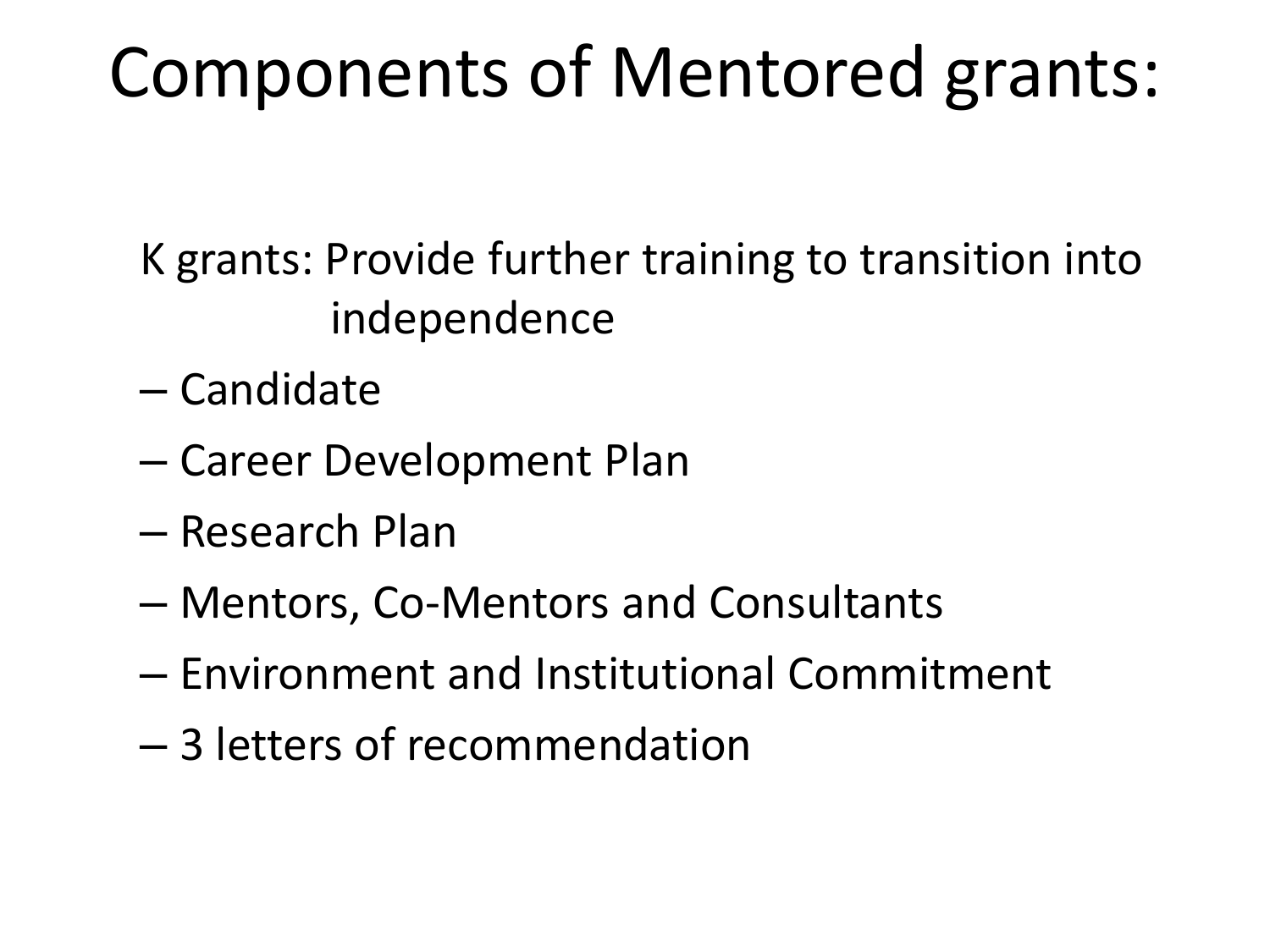# Components of Mentored grants:

K grants: Provide further training to transition into independence

- Candidate
- Career Development Plan
- Research Plan
- Mentors, Co-Mentors and Consultants
- Environment and Institutional Commitment
- 3 letters of recommendation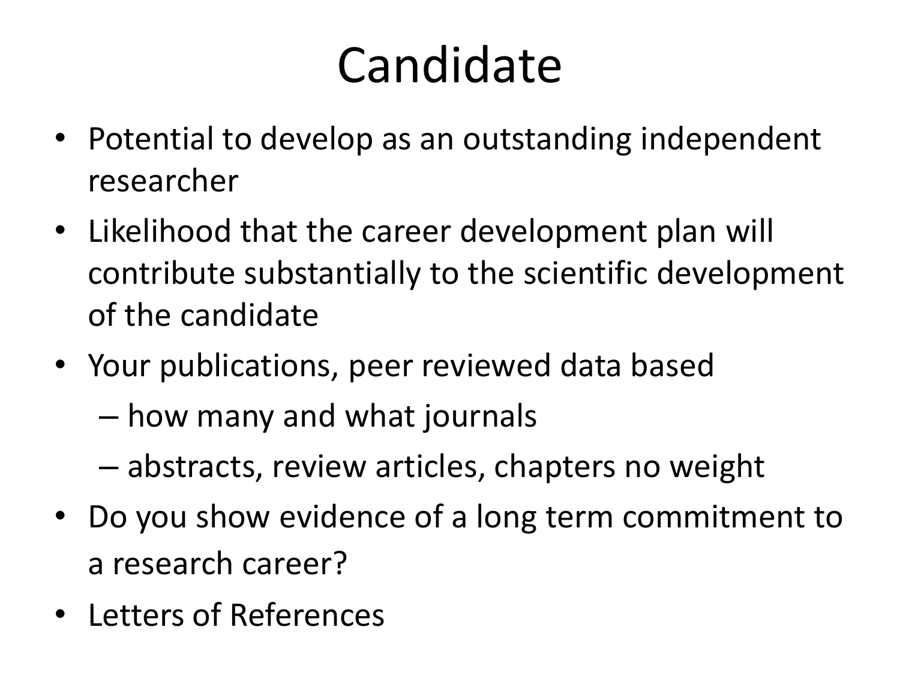# Candidate

- Potential to develop as an outstanding independent researcher
- Likelihood that the career development plan will contribute substantially to the scientific development of the candidate
- Your publications, peer reviewed data based
  - how many and what journals
  - abstracts, review articles, chapters no weight
- Do you show evidence of a long term commitment to a research career?
- Letters of References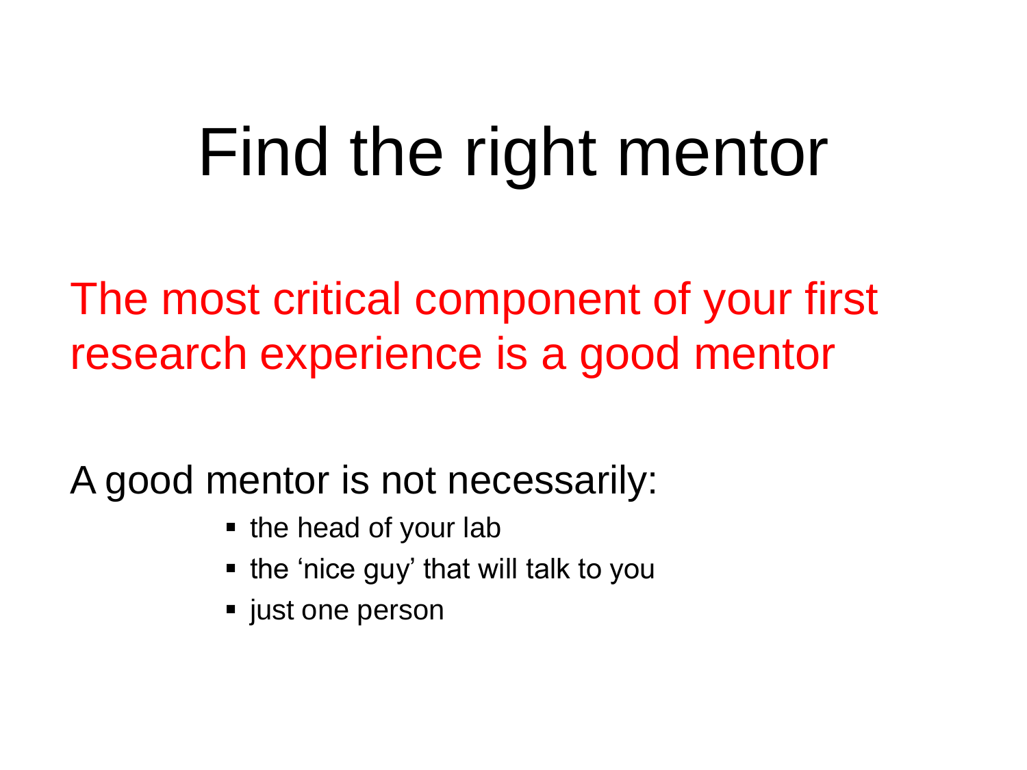# Find the right mentor

The most critical component of your first research experience is a good mentor

A good mentor is not necessarily:

- the head of your lab
- the ‘nice guy’ that will talk to you
- just one person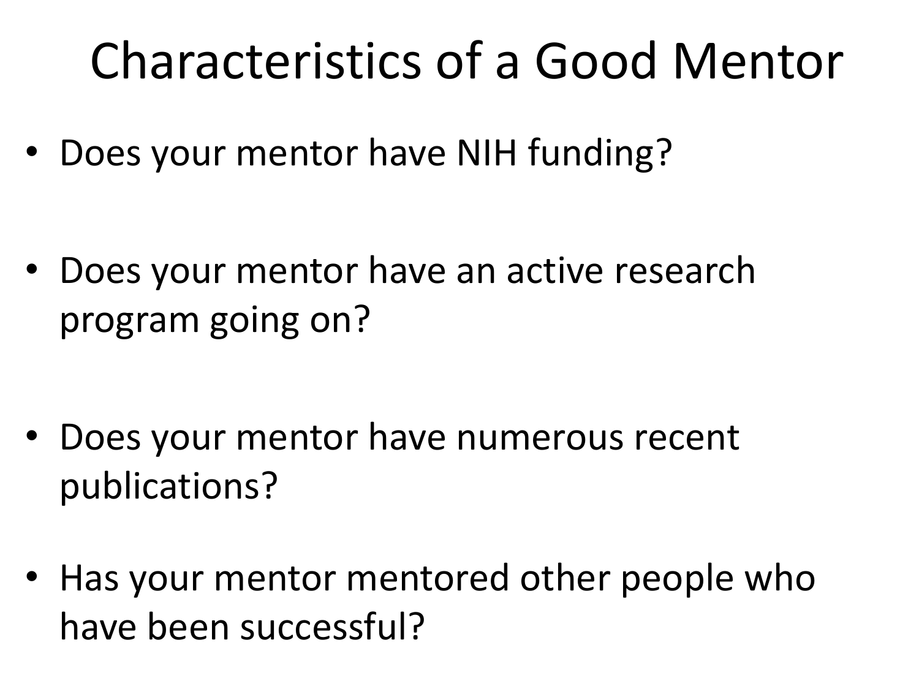# Characteristics of a Good Mentor

- Does your mentor have NIH funding?
- Does your mentor have an active research program going on?
- Does your mentor have numerous recent publications?
- Has your mentor mentored other people who have been successful?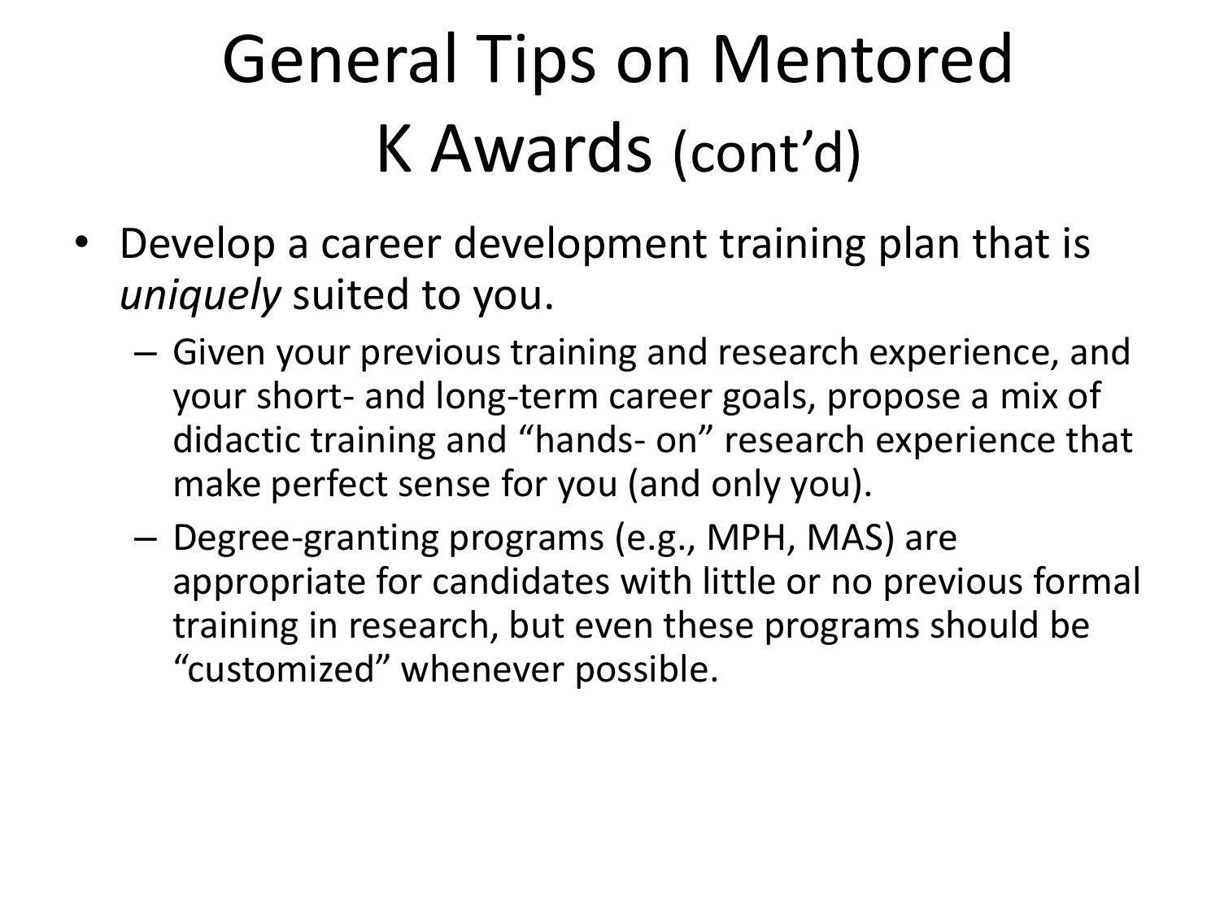# General Tips on Mentored K Awards (cont'd)

- Develop a career development training plan that is *uniquely* suited to you.
  - Given your previous training and research experience, and your short- and long-term career goals, propose a mix of didactic training and "hands- on" research experience that make perfect sense for you (and only you).
  - Degree-granting programs (e.g., MPH, MAS) are appropriate for candidates with little or no previous formal training in research, but even these programs should be "customized" whenever possible.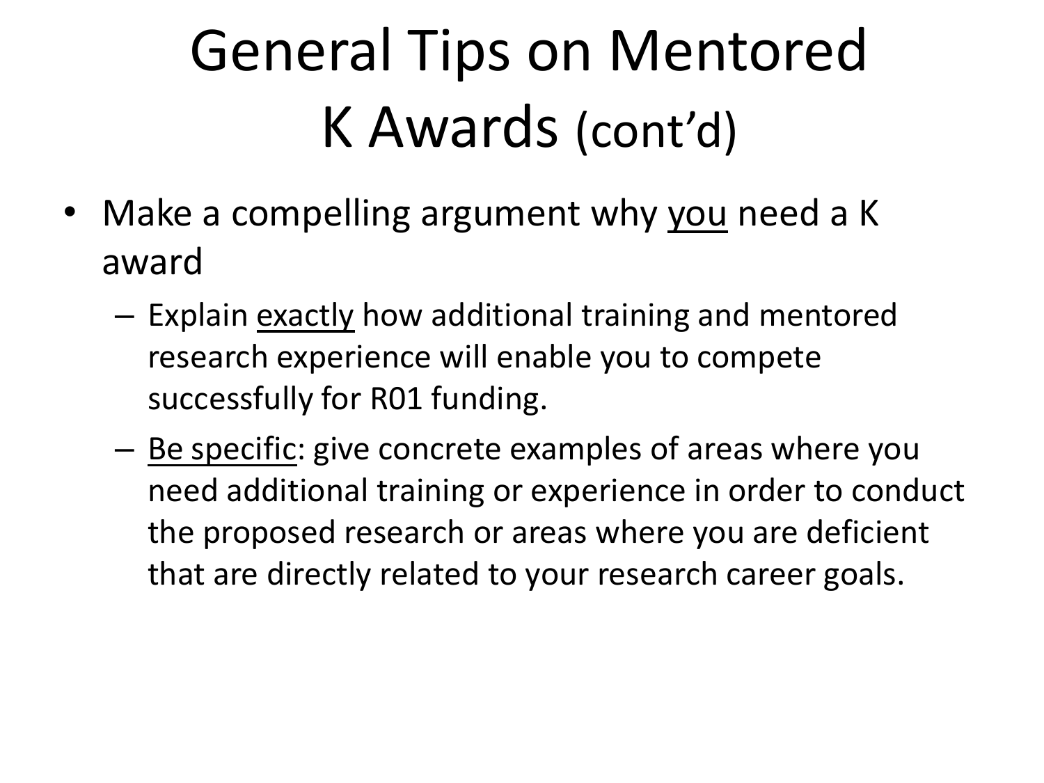# General Tips on Mentored K Awards (cont'd)

- Make a compelling argument why <u>you</u> need a K award
  - Explain <u>exactly</u> how additional training and mentored research experience will enable you to compete successfully for R01 funding.
  - <u>Be specific</u>: give concrete examples of areas where you need additional training or experience in order to conduct the proposed research or areas where you are deficient that are directly related to your research career goals.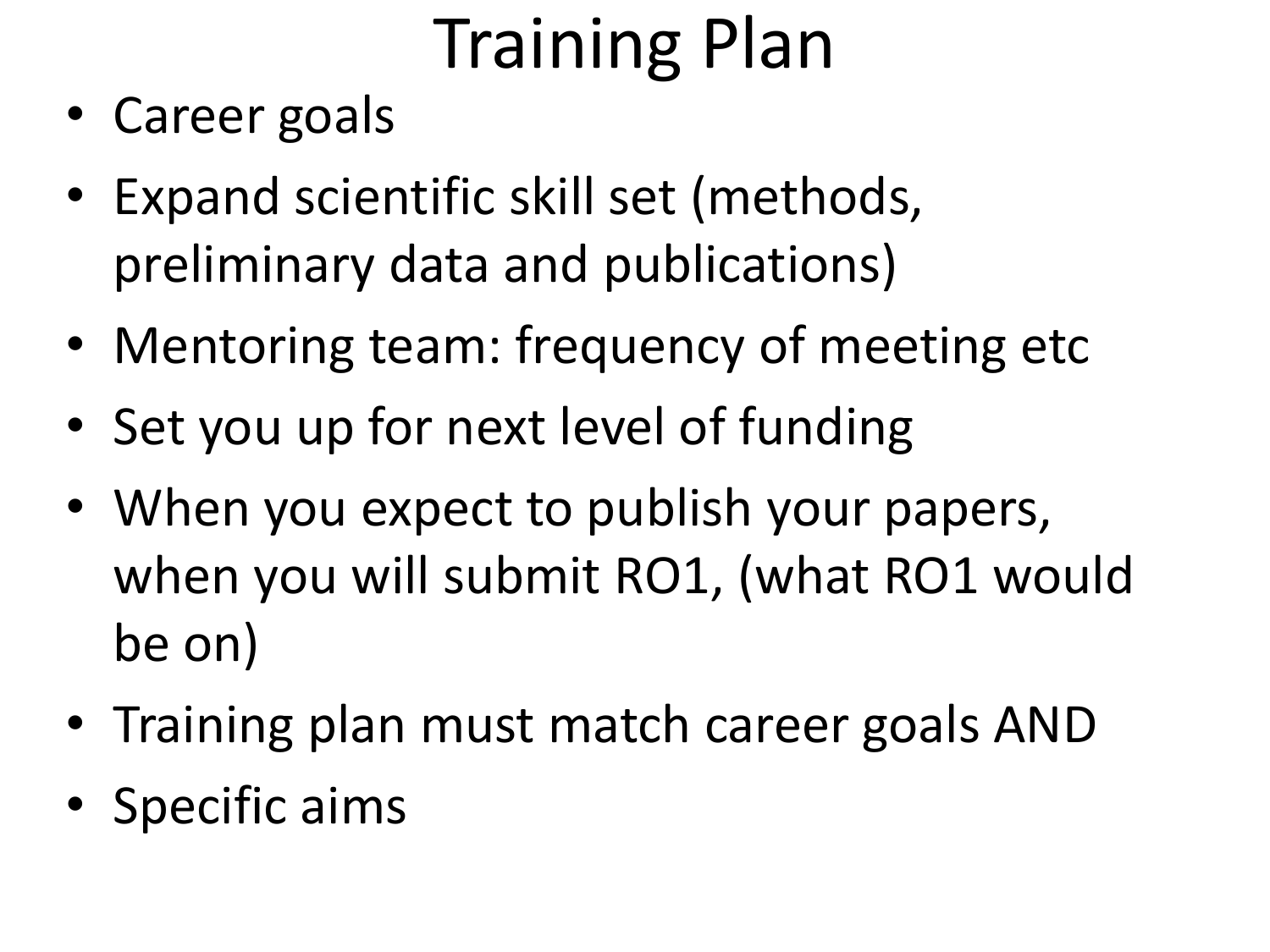# Training Plan

- Career goals
- Expand scientific skill set (methods, preliminary data and publications)
- Mentoring team: frequency of meeting etc
- Set you up for next level of funding
- When you expect to publish your papers, when you will submit RO1, (what RO1 would be on)
- Training plan must match career goals AND
- Specific aims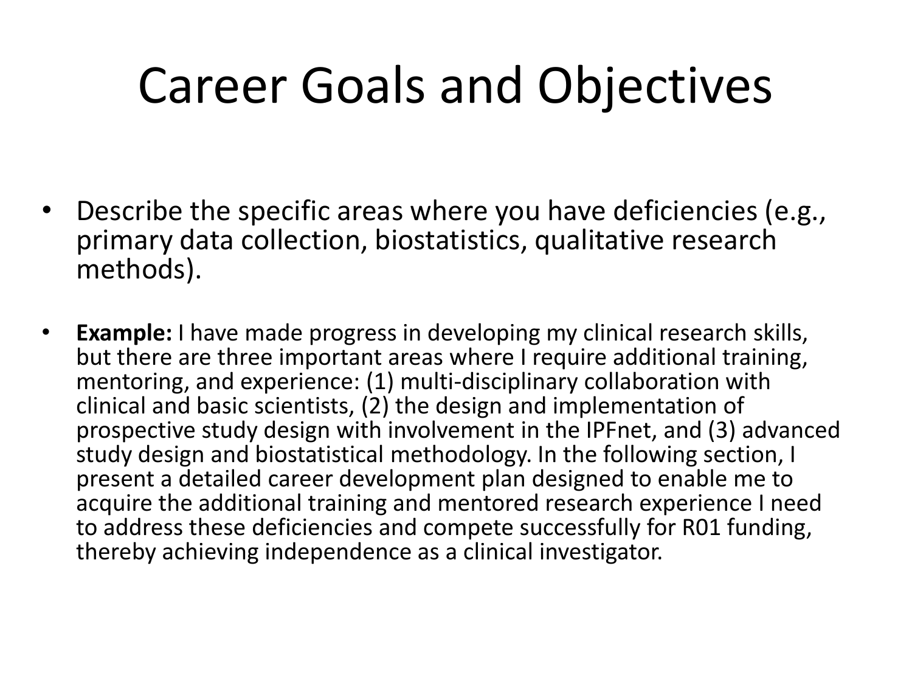# Career Goals and Objectives

- Describe the specific areas where you have deficiencies (e.g., primary data collection, biostatistics, qualitative research methods).

- **Example:** I have made progress in developing my clinical research skills, but there are three important areas where I require additional training, mentoring, and experience: (1) multi-disciplinary collaboration with clinical and basic scientists, (2) the design and implementation of prospective study design with involvement in the IPFnet, and (3) advanced study design and biostatistical methodology. In the following section, I present a detailed career development plan designed to enable me to acquire the additional training and mentored research experience I need to address these deficiencies and compete successfully for R01 funding, thereby achieving independence as a clinical investigator.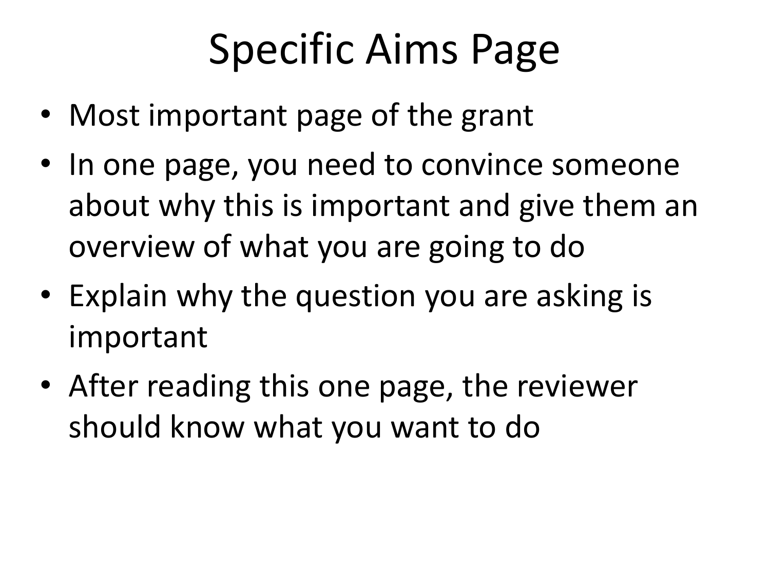# Specific Aims Page

- Most important page of the grant
- In one page, you need to convince someone about why this is important and give them an overview of what you are going to do
- Explain why the question you are asking is important
- After reading this one page, the reviewer should know what you want to do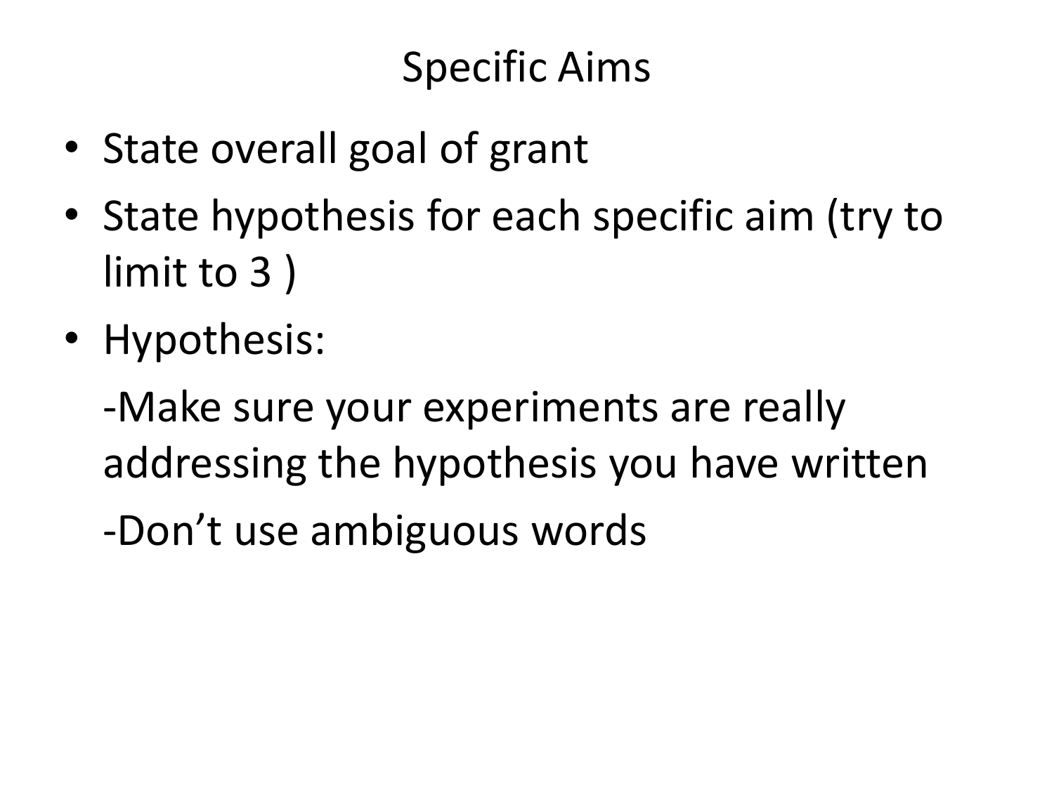# Specific Aims

- State overall goal of grant
- State hypothesis for each specific aim (try to limit to 3 )
- Hypothesis:

  -Make sure your experiments are really addressing the hypothesis you have written

  -Don’t use ambiguous words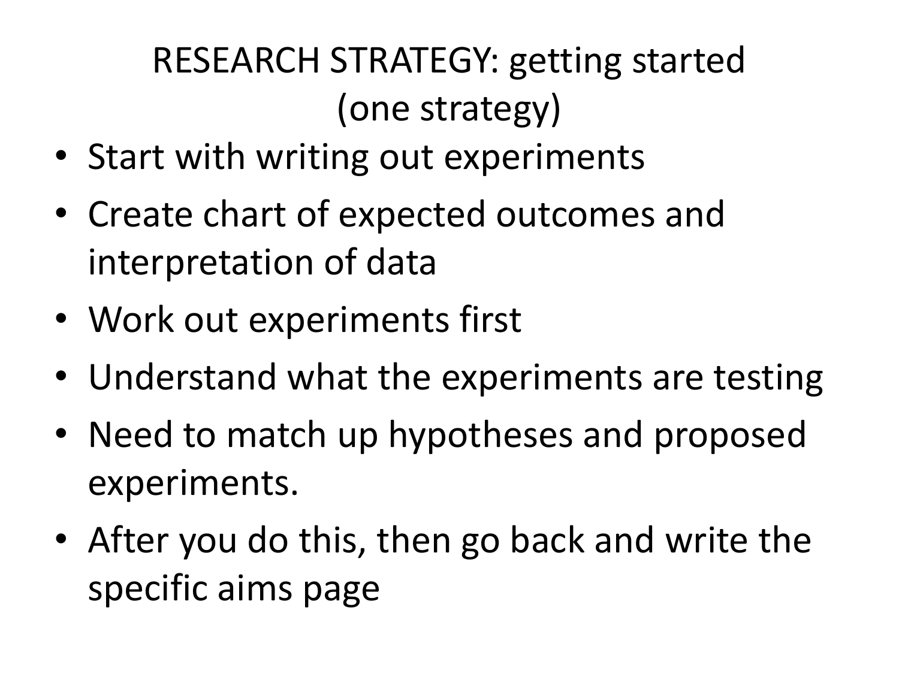# RESEARCH STRATEGY: getting started (one strategy)

- Start with writing out experiments
- Create chart of expected outcomes and interpretation of data
- Work out experiments first
- Understand what the experiments are testing
- Need to match up hypotheses and proposed experiments.
- After you do this, then go back and write the specific aims page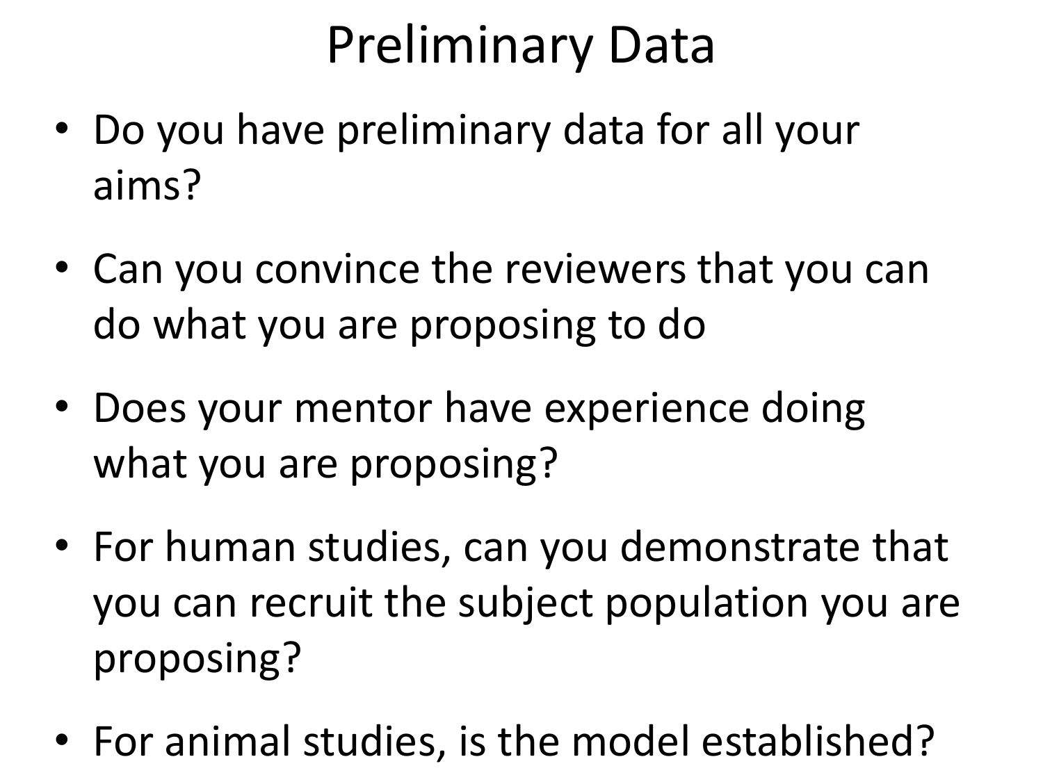# Preliminary Data

- Do you have preliminary data for all your aims?
- Can you convince the reviewers that you can do what you are proposing to do
- Does your mentor have experience doing what you are proposing?
- For human studies, can you demonstrate that you can recruit the subject population you are proposing?
- For animal studies, is the model established?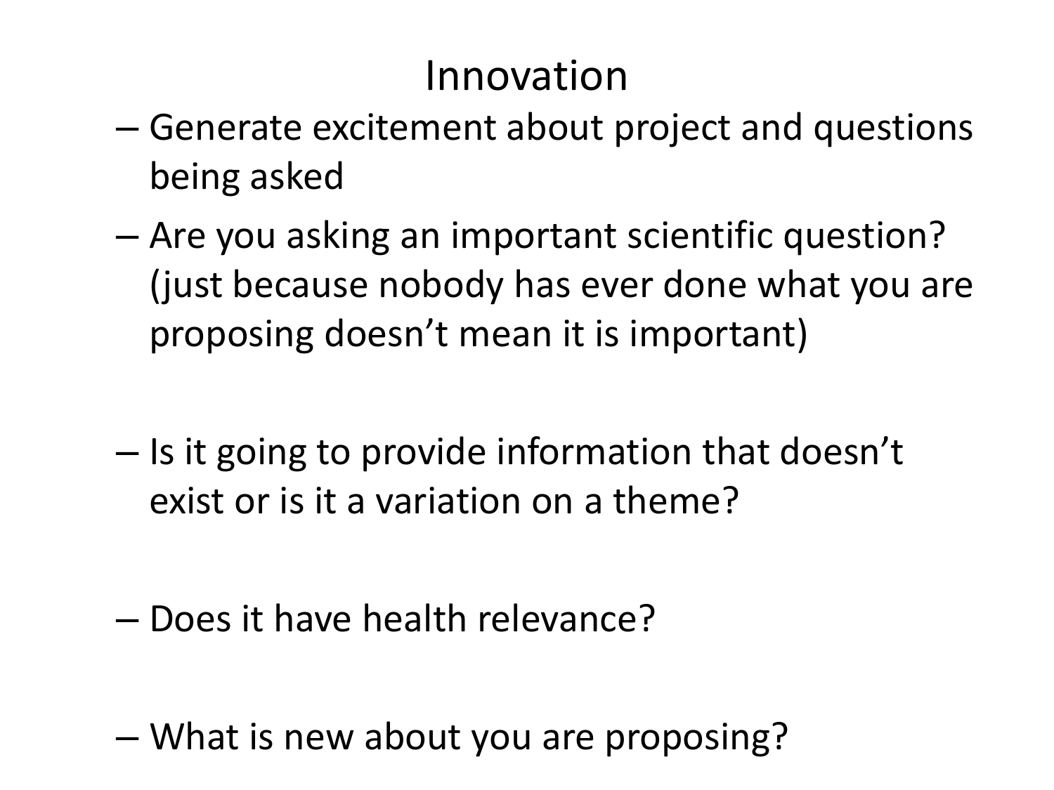# Innovation

- Generate excitement about project and questions being asked
- Are you asking an important scientific question? (just because nobody has ever done what you are proposing doesn't mean it is important)
- Is it going to provide information that doesn't exist or is it a variation on a theme?
- Does it have health relevance?
- What is new about you are proposing?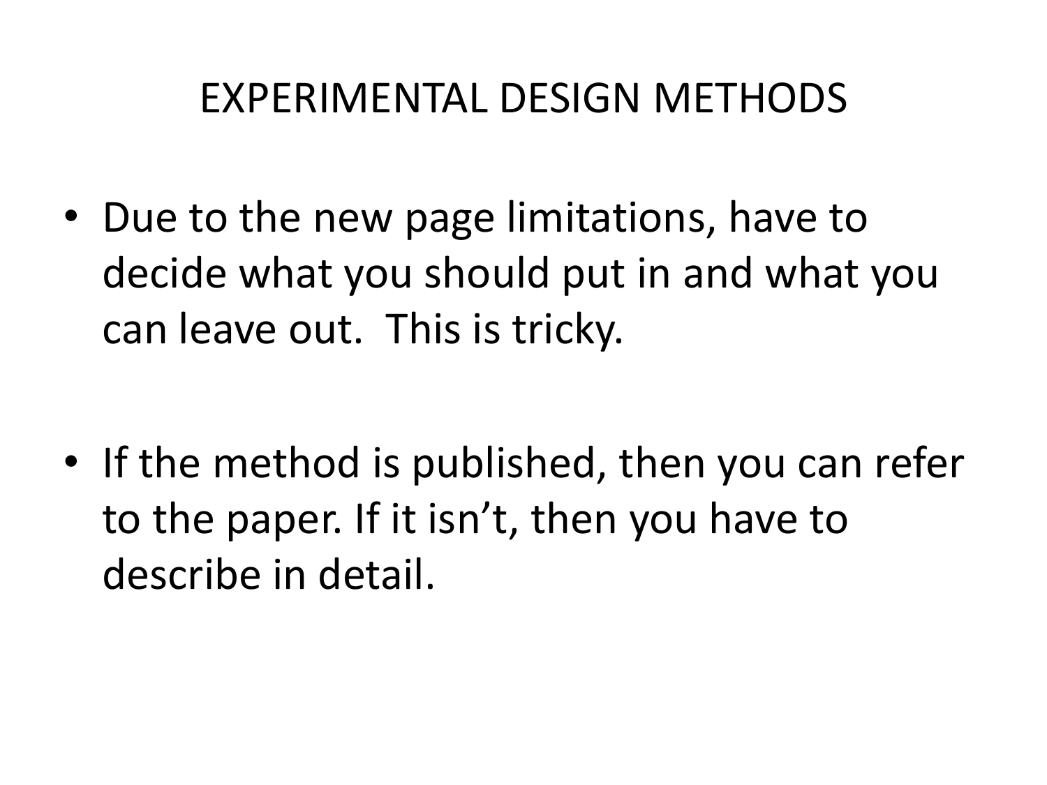# EXPERIMENTAL DESIGN METHODS

- Due to the new page limitations, have to decide what you should put in and what you can leave out. This is tricky.

- If the method is published, then you can refer to the paper. If it isn't, then you have to describe in detail.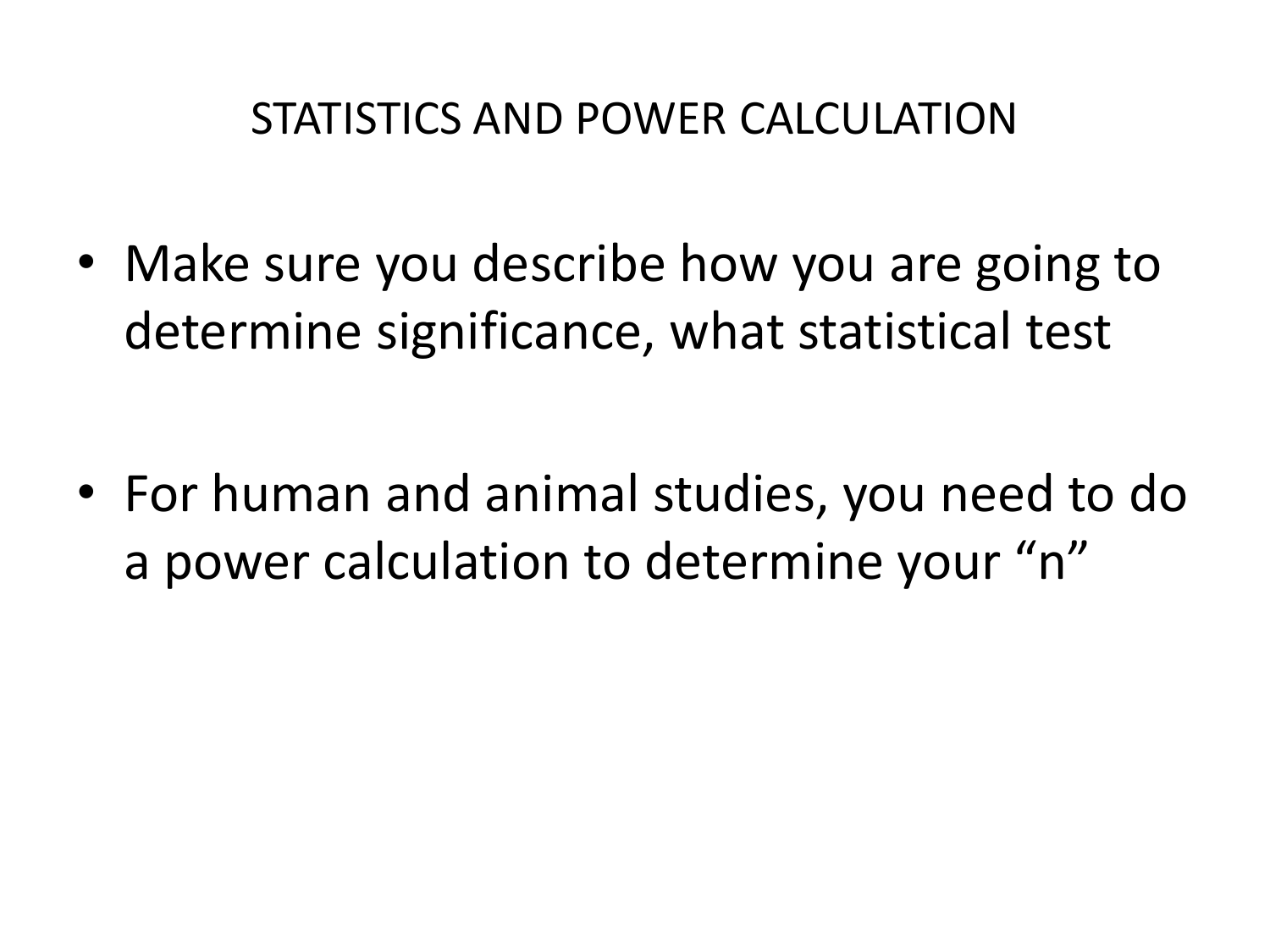# STATISTICS AND POWER CALCULATION

- Make sure you describe how you are going to determine significance, what statistical test

- For human and animal studies, you need to do a power calculation to determine your "n"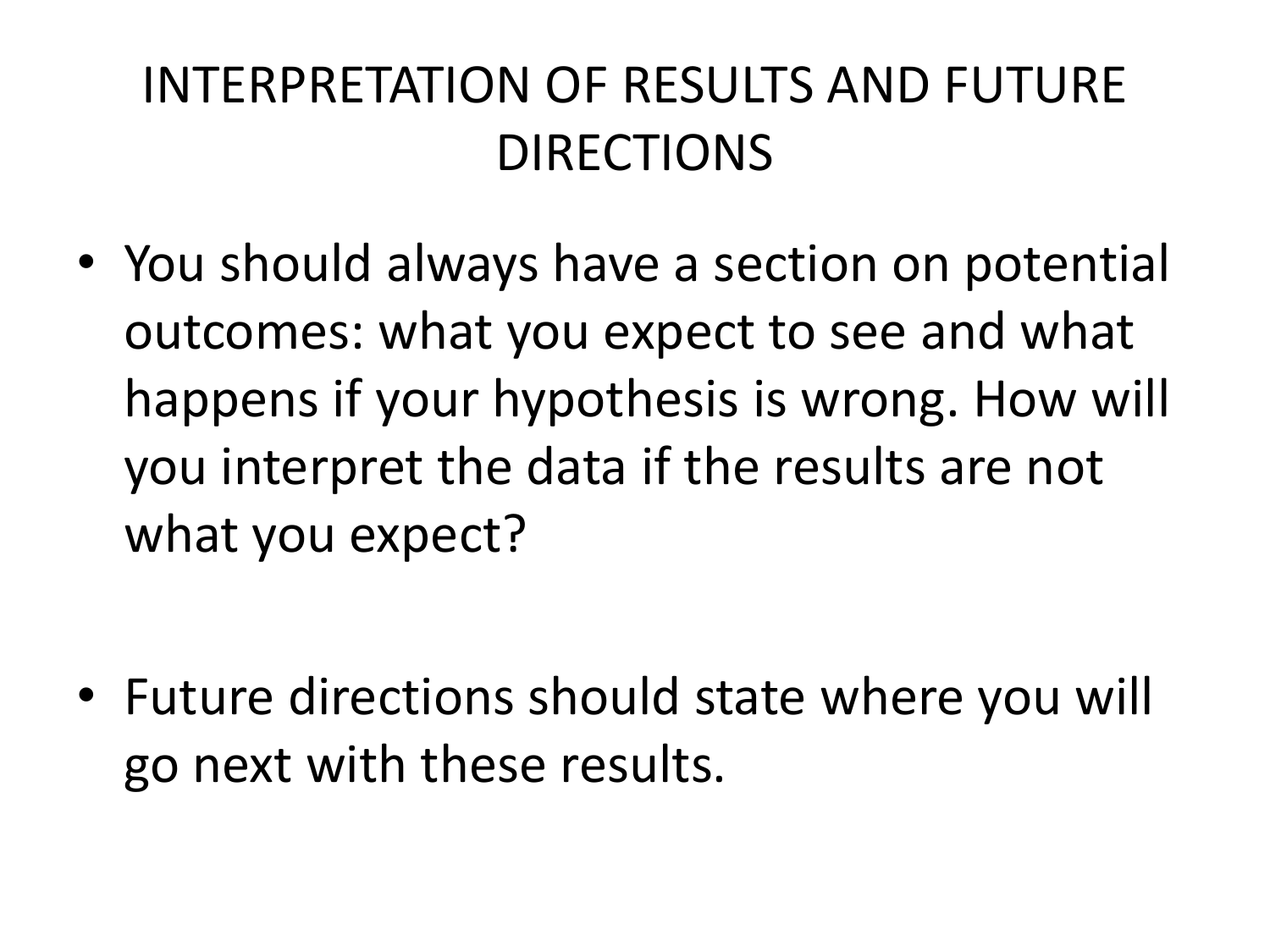# INTERPRETATION OF RESULTS AND FUTURE DIRECTIONS

- You should always have a section on potential outcomes: what you expect to see and what happens if your hypothesis is wrong. How will you interpret the data if the results are not what you expect?

- Future directions should state where you will go next with these results.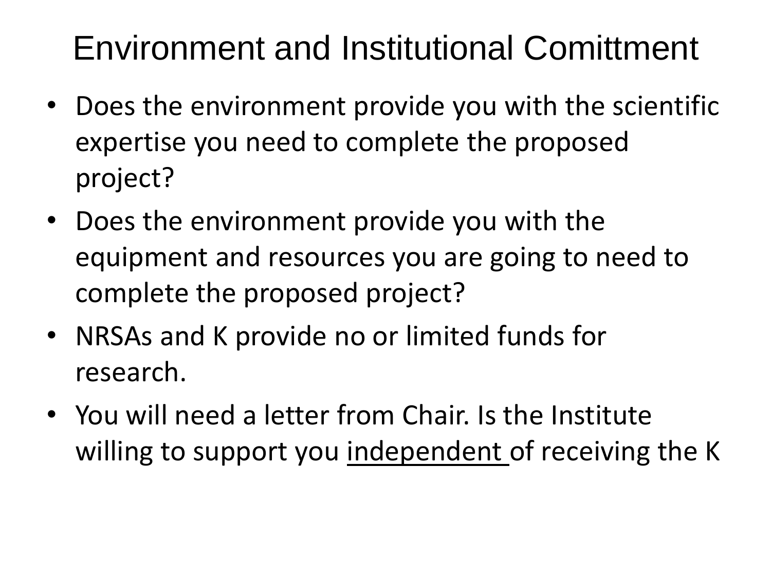# Environment and Institutional Comittment

- Does the environment provide you with the scientific expertise you need to complete the proposed project?
- Does the environment provide you with the equipment and resources you are going to need to complete the proposed project?
- NRSAs and K provide no or limited funds for research.
- You will need a letter from Chair. Is the Institute willing to support you <u>independent</u> of receiving the K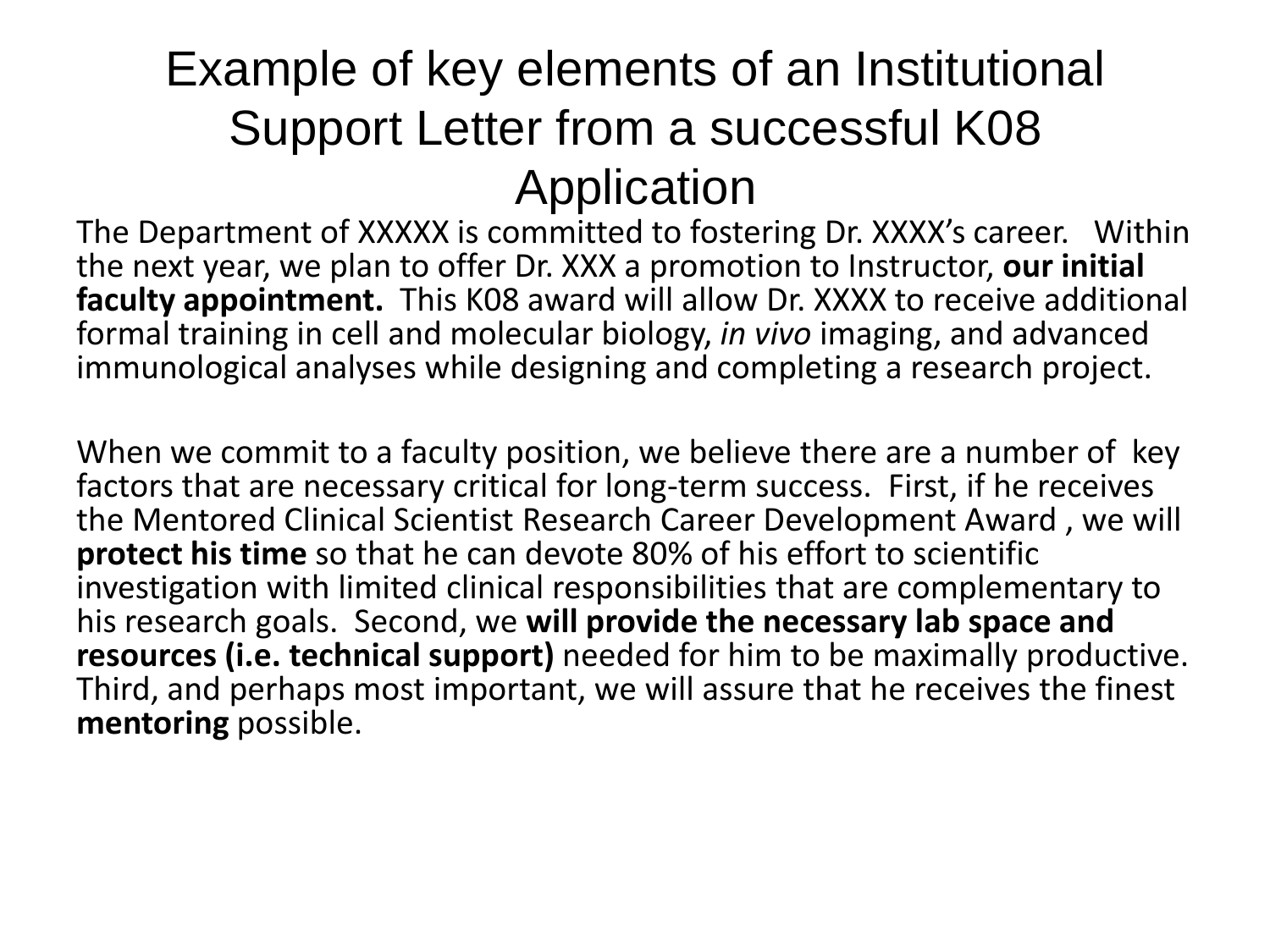# Example of key elements of an Institutional Support Letter from a successful K08 Application

The Department of XXXXX is committed to fostering Dr. XXXX's career. Within the next year, we plan to offer Dr. XXX a promotion to Instructor, **our initial faculty appointment.** This K08 award will allow Dr. XXXX to receive additional formal training in cell and molecular biology, *in vivo* imaging, and advanced immunological analyses while designing and completing a research project.

When we commit to a faculty position, we believe there are a number of key factors that are necessary critical for long-term success. First, if he receives the Mentored Clinical Scientist Research Career Development Award , we will **protect his time** so that he can devote 80% of his effort to scientific investigation with limited clinical responsibilities that are complementary to his research goals. Second, we **will provide the necessary lab space and resources (i.e. technical support)** needed for him to be maximally productive. Third, and perhaps most important, we will assure that he receives the finest **mentoring** possible.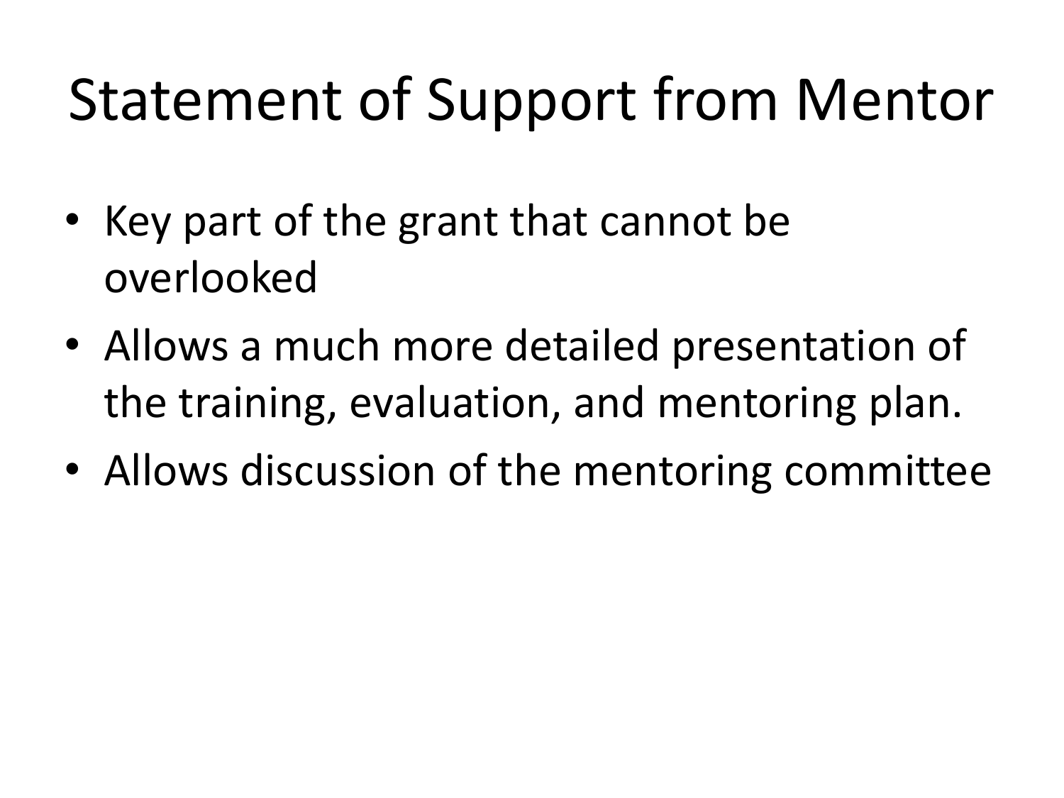# Statement of Support from Mentor

- Key part of the grant that cannot be overlooked
- Allows a much more detailed presentation of the training, evaluation, and mentoring plan.
- Allows discussion of the mentoring committee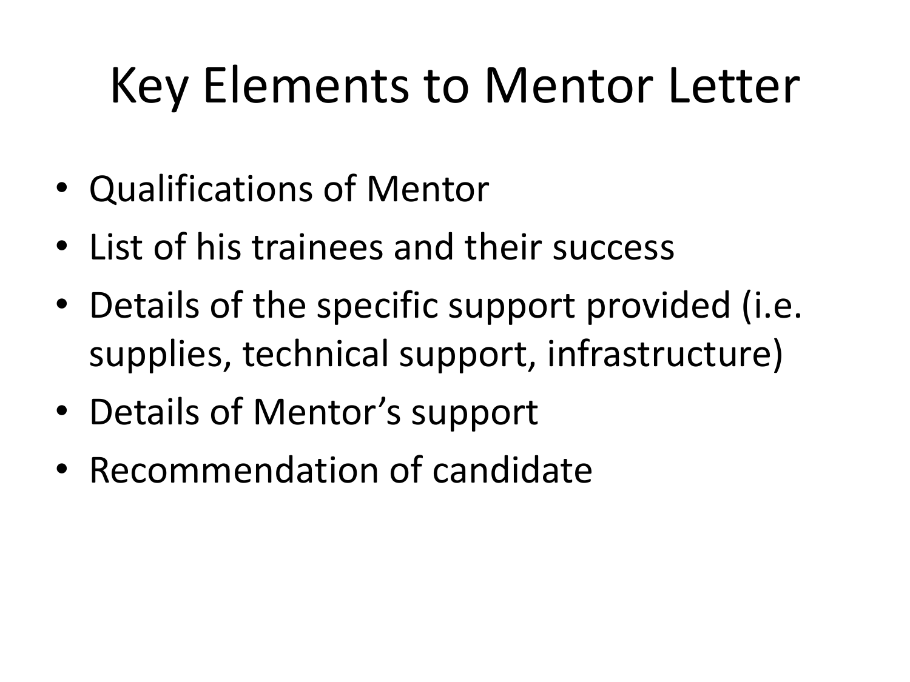# Key Elements to Mentor Letter

- Qualifications of Mentor
- List of his trainees and their success
- Details of the specific support provided (i.e. supplies, technical support, infrastructure)
- Details of Mentor's support
- Recommendation of candidate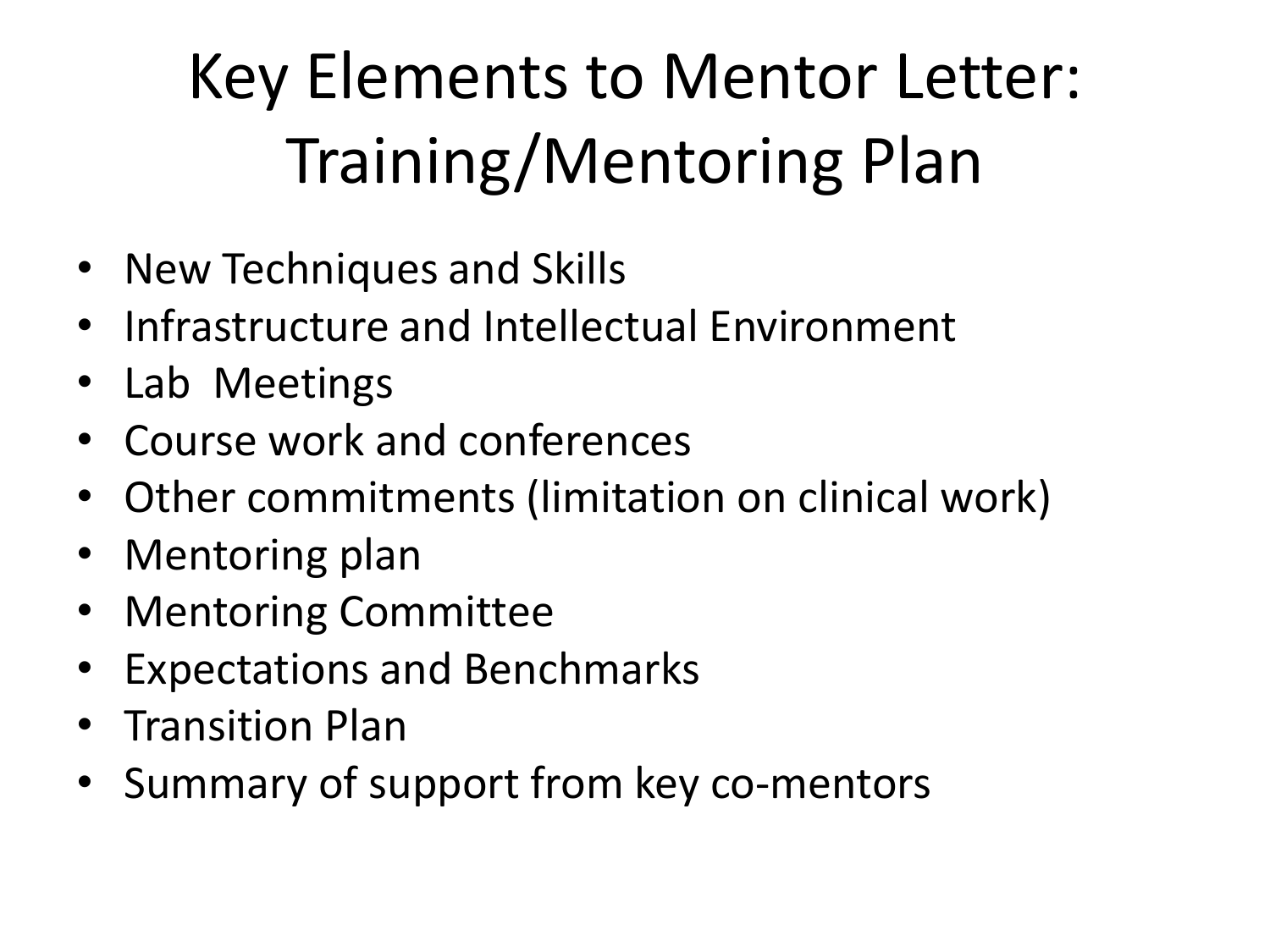# Key Elements to Mentor Letter: Training/Mentoring Plan

- New Techniques and Skills
- Infrastructure and Intellectual Environment
- Lab Meetings
- Course work and conferences
- Other commitments (limitation on clinical work)
- Mentoring plan
- Mentoring Committee
- Expectations and Benchmarks
- Transition Plan
- Summary of support from key co-mentors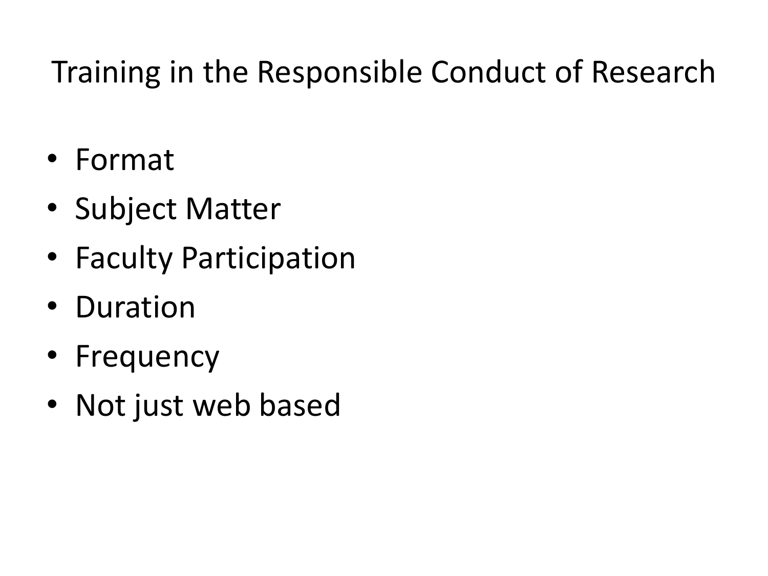# Training in the Responsible Conduct of Research

- Format
- Subject Matter
- Faculty Participation
- Duration
- Frequency
- Not just web based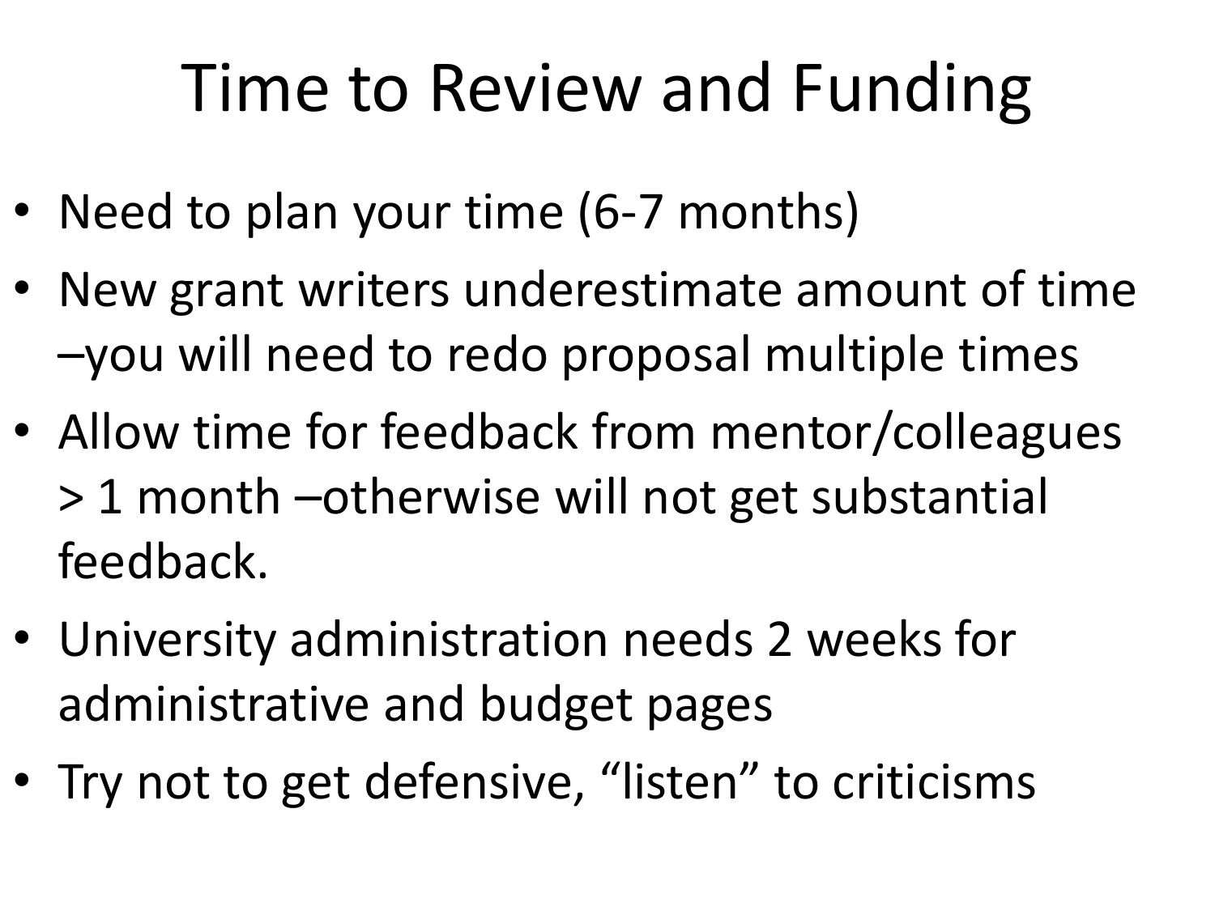# Time to Review and Funding

- Need to plan your time (6-7 months)
- New grant writers underestimate amount of time –you will need to redo proposal multiple times
- Allow time for feedback from mentor/colleagues > 1 month –otherwise will not get substantial feedback.
- University administration needs 2 weeks for administrative and budget pages
- Try not to get defensive, "listen" to criticisms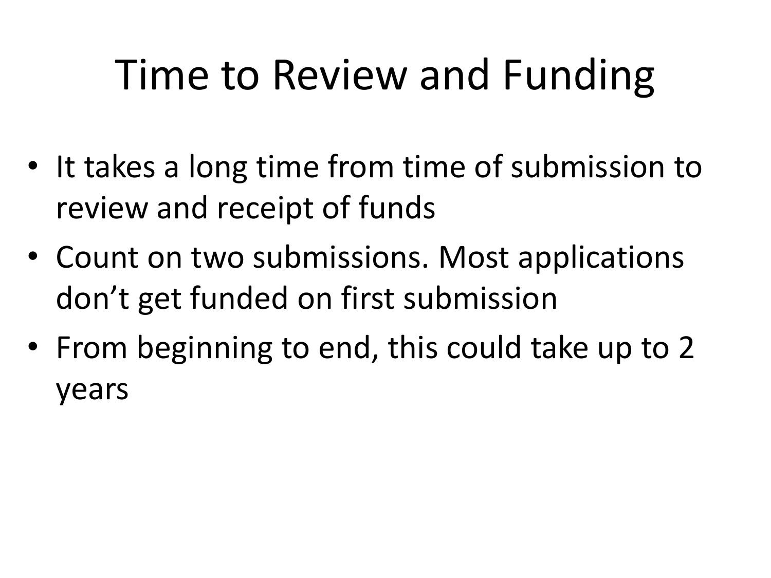# Time to Review and Funding

- It takes a long time from time of submission to review and receipt of funds
- Count on two submissions. Most applications don't get funded on first submission
- From beginning to end, this could take up to 2 years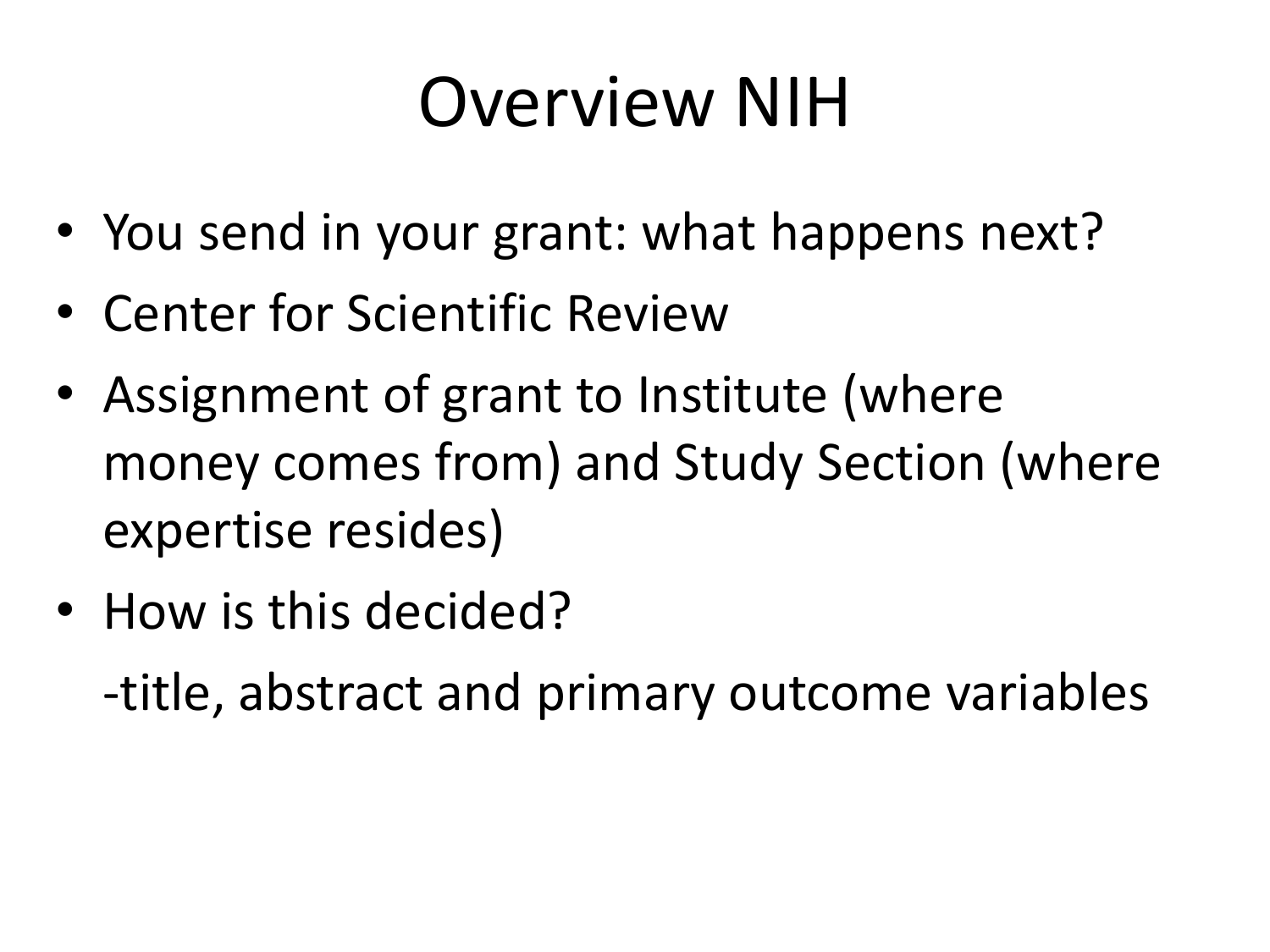# Overview NIH

- You send in your grant: what happens next?
- Center for Scientific Review
- Assignment of grant to Institute (where money comes from) and Study Section (where expertise resides)
- How is this decided?

  -title, abstract and primary outcome variables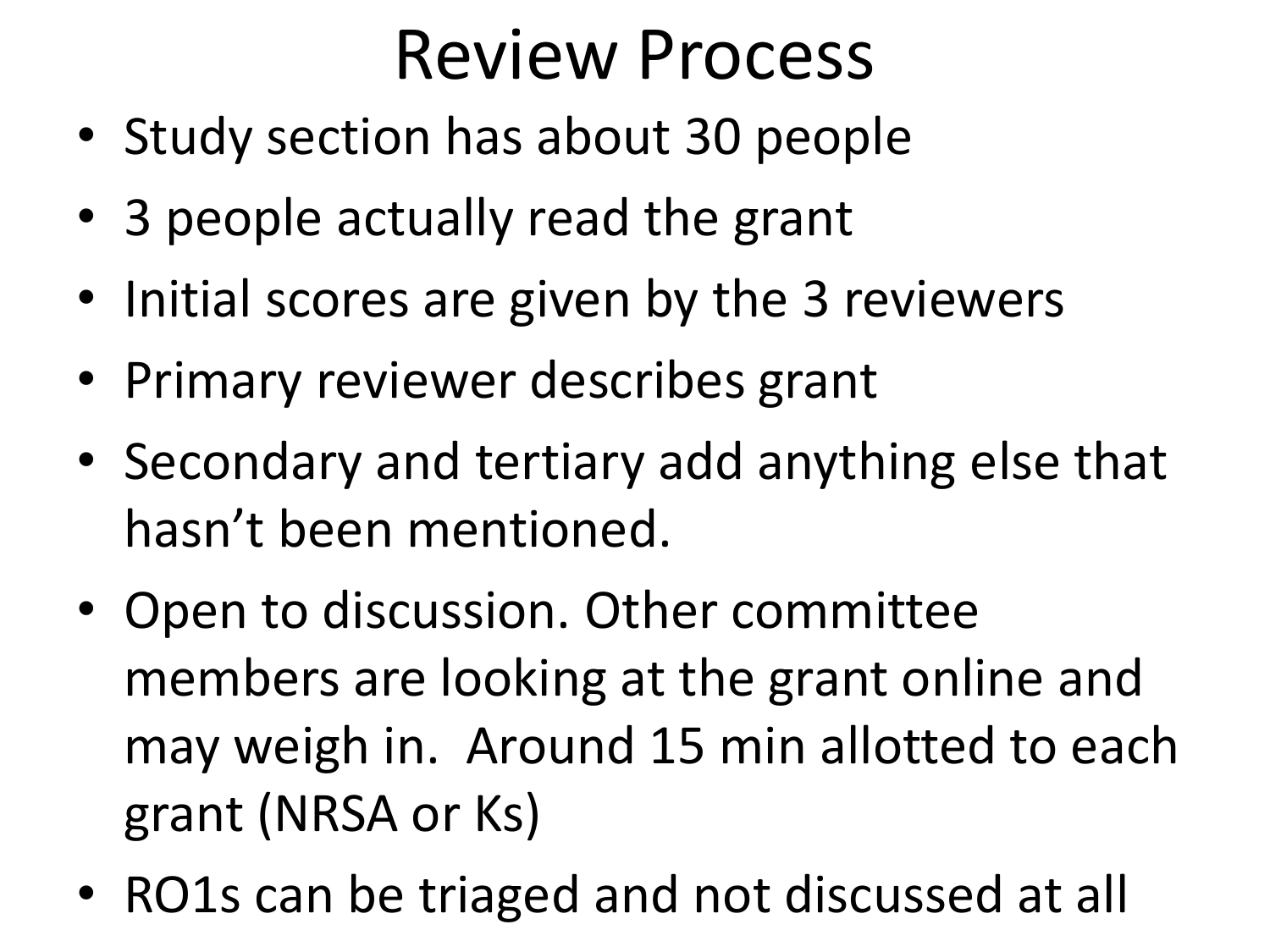# Review Process

- Study section has about 30 people
- 3 people actually read the grant
- Initial scores are given by the 3 reviewers
- Primary reviewer describes grant
- Secondary and tertiary add anything else that hasn't been mentioned.
- Open to discussion. Other committee members are looking at the grant online and may weigh in. Around 15 min allotted to each grant (NRSA or Ks)
- RO1s can be triaged and not discussed at all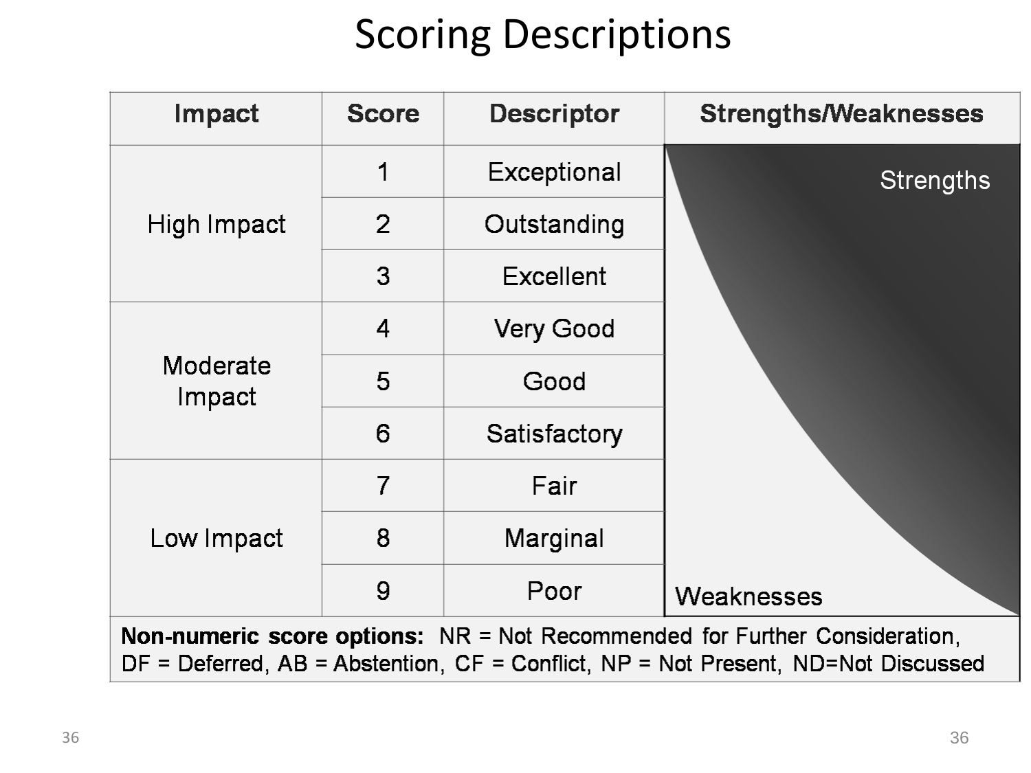# Scoring Descriptions

| Impact | Score | Descriptor | Strengths/Weaknesses |
| --- | --- | --- | --- |
| High Impact | 1 | Exceptional | Strengths |
| | 2 | Outstanding | |
| | 3 | Excellent | |
| Moderate Impact | 4 | Very Good | |
| | 5 | Good | |
| | 6 | Satisfactory | |
| Low Impact | 7 | Fair | |
| | 8 | Marginal | |
| | 9 | Poor | Weaknesses |

**Non-numeric score options:** NR = Not Recommended for Further Consideration, DF = Deferred, AB = Abstention, CF = Conflict, NP = Not Present, ND=Not Discussed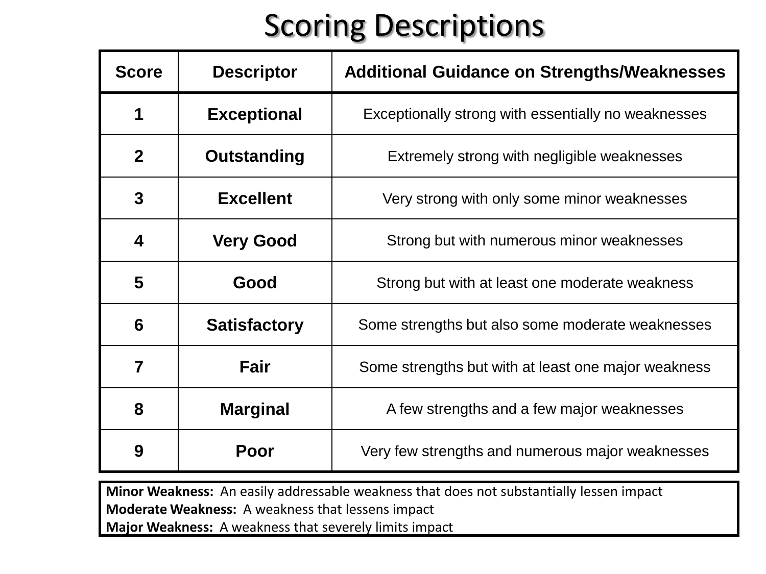# Scoring Descriptions

| Score | Descriptor | Additional Guidance on Strengths/Weaknesses |
|---|---|---|
| 1 | Exceptional | Exceptionally strong with essentially no weaknesses |
| 2 | Outstanding | Extremely strong with negligible weaknesses |
| 3 | Excellent | Very strong with only some minor weaknesses |
| 4 | Very Good | Strong but with numerous minor weaknesses |
| 5 | Good | Strong but with at least one moderate weakness |
| 6 | Satisfactory | Some strengths but also some moderate weaknesses |
| 7 | Fair | Some strengths but with at least one major weakness |
| 8 | Marginal | A few strengths and a few major weaknesses |
| 9 | Poor | Very few strengths and numerous major weaknesses |

**Minor Weakness:** An easily addressable weakness that does not substantially lessen impact
**Moderate Weakness:** A weakness that lessens impact
**Major Weakness:** A weakness that severely limits impact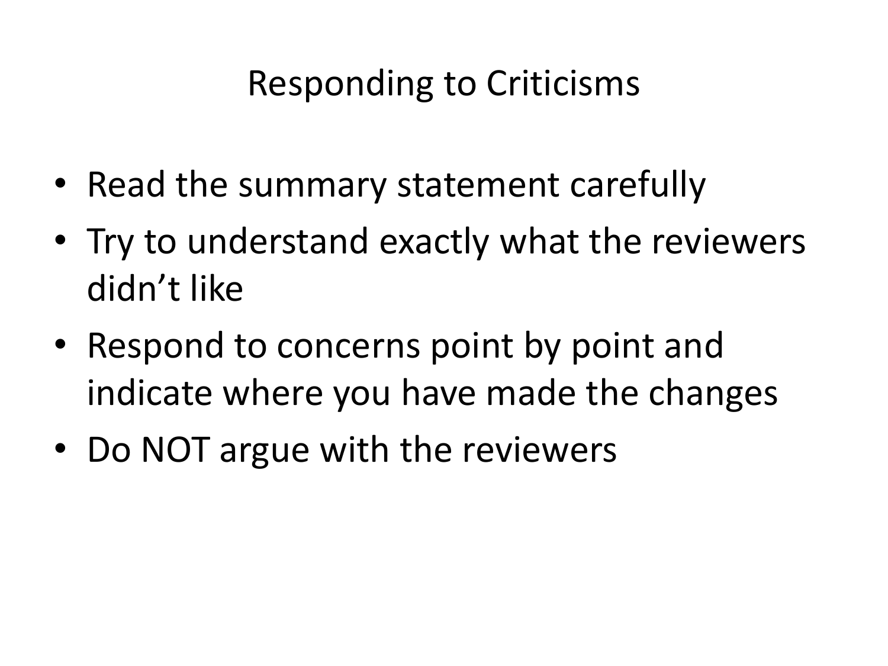# Responding to Criticisms

- Read the summary statement carefully
- Try to understand exactly what the reviewers didn't like
- Respond to concerns point by point and indicate where you have made the changes
- Do NOT argue with the reviewers